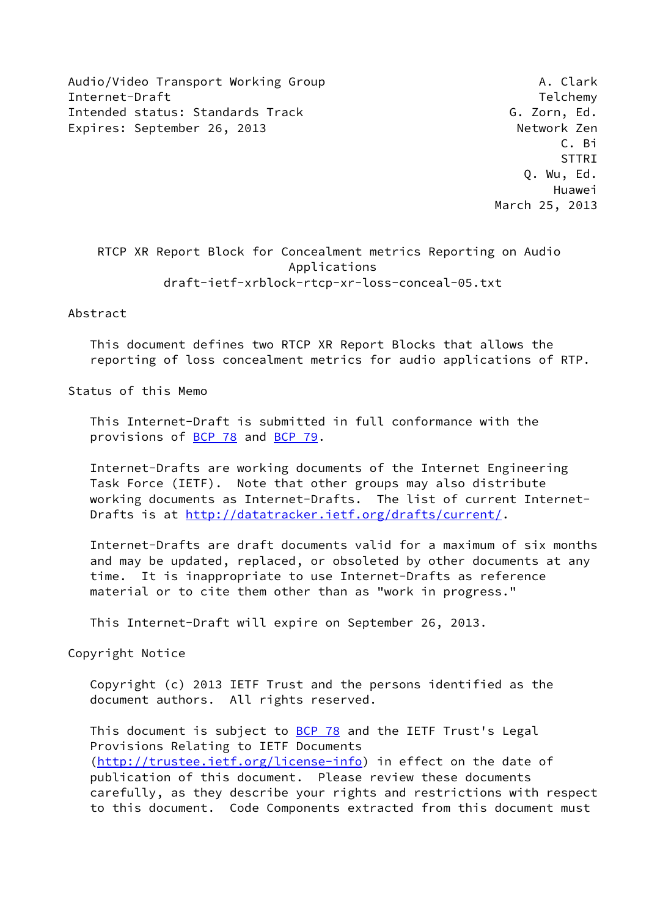Audio/Video Transport Working Group A. Clark
Internet-Draft Telchemy
Intended status: Standards Track G. Zorn, Ed.
Expires: September 26, 2013 Network Zen
C. Bi
STTRI
Q. Wu, Ed.
Huawei
March 25, 2013

# RTCP XR Report Block for Concealment metrics Reporting on Audio Applications
draft-ietf-xrblock-rtcp-xr-loss-conceal-05.txt

## Abstract

This document defines two RTCP XR Report Blocks that allows the reporting of loss concealment metrics for audio applications of RTP.

## Status of this Memo

This Internet-Draft is submitted in full conformance with the provisions of BCP 78 and BCP 79.

Internet-Drafts are working documents of the Internet Engineering Task Force (IETF). Note that other groups may also distribute working documents as Internet-Drafts. The list of current Internet-Drafts is at http://datatracker.ietf.org/drafts/current/.

Internet-Drafts are draft documents valid for a maximum of six months and may be updated, replaced, or obsoleted by other documents at any time. It is inappropriate to use Internet-Drafts as reference material or to cite them other than as "work in progress."

This Internet-Draft will expire on September 26, 2013.

## Copyright Notice

Copyright (c) 2013 IETF Trust and the persons identified as the document authors. All rights reserved.

This document is subject to BCP 78 and the IETF Trust's Legal Provisions Relating to IETF Documents (http://trustee.ietf.org/license-info) in effect on the date of publication of this document. Please review these documents carefully, as they describe your rights and restrictions with respect to this document. Code Components extracted from this document must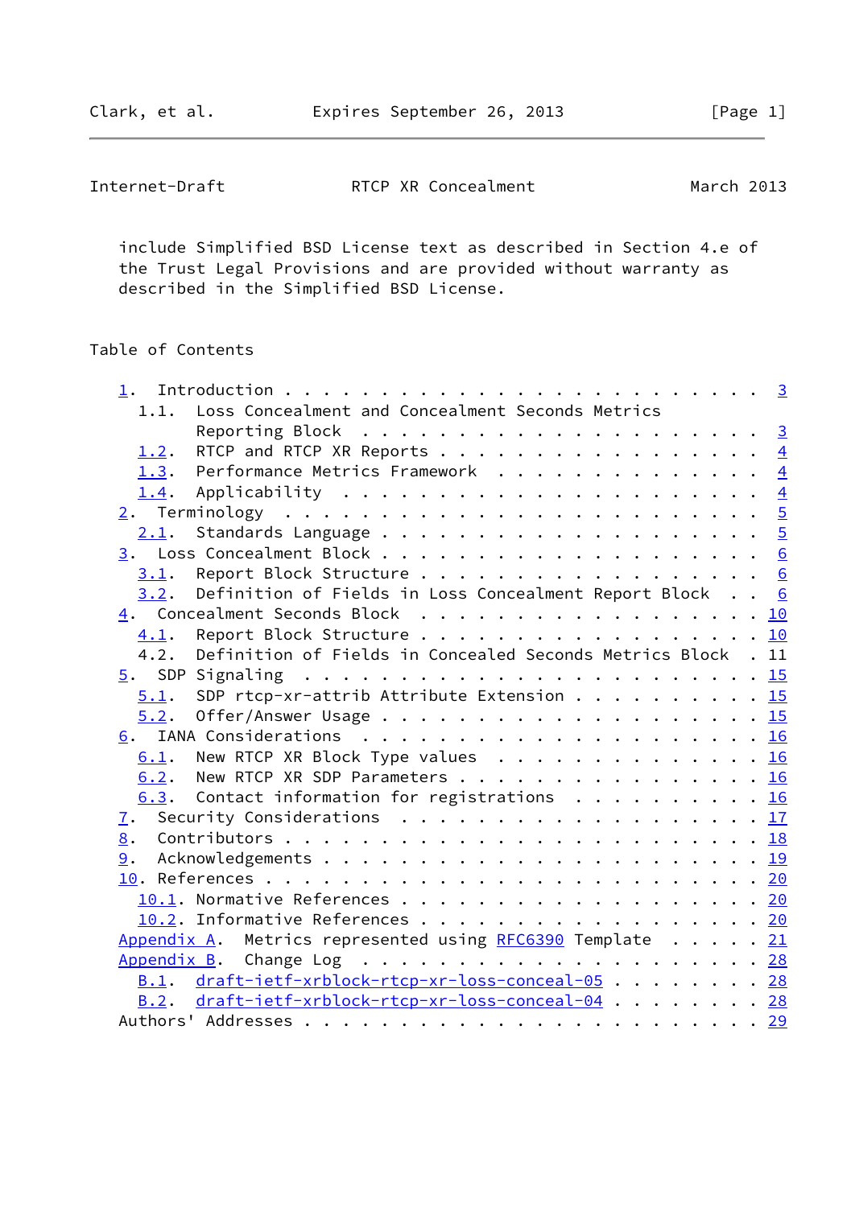include Simplified BSD License text as described in Section 4.e of the Trust Legal Provisions and are provided without warranty as described in the Simplified BSD License.

## Table of Contents

```
   1.  Introduction . . . . . . . . . . . . . . . . . . . . . . . .   3
     1.1.  Loss Concealment and Concealment Seconds Metrics
           Reporting Block  . . . . . . . . . . . . . . . . . . . .   3
     1.2.  RTCP and RTCP XR Reports . . . . . . . . . . . . . . . .   4
     1.3.  Performance Metrics Framework  . . . . . . . . . . . . .   4
     1.4.  Applicability  . . . . . . . . . . . . . . . . . . . . .   4
   2.  Terminology  . . . . . . . . . . . . . . . . . . . . . . . .   5
     2.1.  Standards Language . . . . . . . . . . . . . . . . . . .   5
   3.  Loss Concealment Block . . . . . . . . . . . . . . . . . . .   6
     3.1.  Report Block Structure . . . . . . . . . . . . . . . . .   6
     3.2.  Definition of Fields in Loss Concealment Report Block  . .   6
   4.  Concealment Seconds Block  . . . . . . . . . . . . . . . . .  10
     4.1.  Report Block Structure . . . . . . . . . . . . . . . . .  10
     4.2.  Definition of Fields in Concealed Seconds Metrics Block  .  11
   5.  SDP Signaling  . . . . . . . . . . . . . . . . . . . . . . .  15
     5.1.  SDP rtcp-xr-attrib Attribute Extension . . . . . . . . .  15
     5.2.  Offer/Answer Usage . . . . . . . . . . . . . . . . . . .  15
   6.  IANA Considerations  . . . . . . . . . . . . . . . . . . . .  16
     6.1.  New RTCP XR Block Type values  . . . . . . . . . . . . .  16
     6.2.  New RTCP XR SDP Parameters . . . . . . . . . . . . . . .  16
     6.3.  Contact information for registrations  . . . . . . . . .  16
   7.  Security Considerations  . . . . . . . . . . . . . . . . . .  17
   8.  Contributors . . . . . . . . . . . . . . . . . . . . . . . .  18
   9.  Acknowledgements . . . . . . . . . . . . . . . . . . . . . .  19
   10. References . . . . . . . . . . . . . . . . . . . . . . . . .  20
     10.1. Normative References . . . . . . . . . . . . . . . . . .  20
     10.2. Informative References . . . . . . . . . . . . . . . . .  20
   Appendix A.  Metrics represented using RFC6390 Template  . . . . .  21
   Appendix B.  Change Log  . . . . . . . . . . . . . . . . . . . .  28
     B.1.  draft-ietf-xrblock-rtcp-xr-loss-conceal-05  . . . . . . .  28
     B.2.  draft-ietf-xrblock-rtcp-xr-loss-conceal-04  . . . . . . .  28
   Authors' Addresses . . . . . . . . . . . . . . . . . . . . . . .  29
```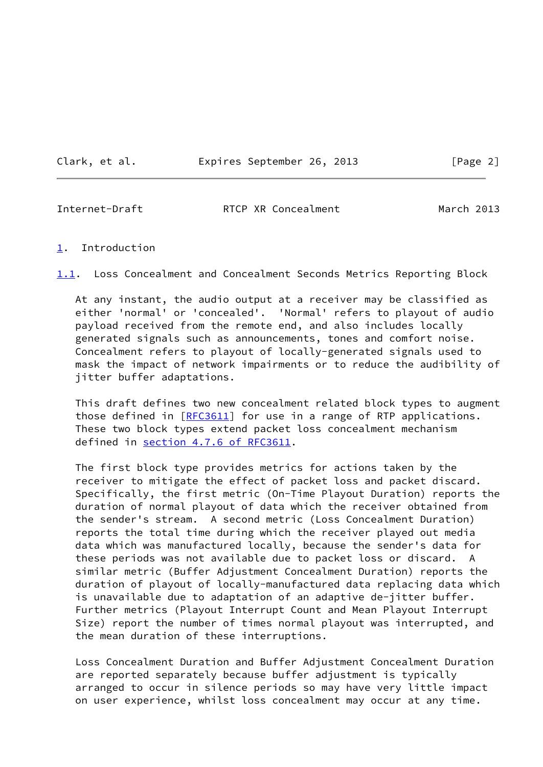# 1. Introduction

## 1.1. Loss Concealment and Concealment Seconds Metrics Reporting Block

At any instant, the audio output at a receiver may be classified as either 'normal' or 'concealed'. 'Normal' refers to playout of audio payload received from the remote end, and also includes locally generated signals such as announcements, tones and comfort noise. Concealment refers to playout of locally-generated signals used to mask the impact of network impairments or to reduce the audibility of jitter buffer adaptations.

This draft defines two new concealment related block types to augment those defined in [RFC3611] for use in a range of RTP applications. These two block types extend packet loss concealment mechanism defined in section 4.7.6 of RFC3611.

The first block type provides metrics for actions taken by the receiver to mitigate the effect of packet loss and packet discard. Specifically, the first metric (On-Time Playout Duration) reports the duration of normal playout of data which the receiver obtained from the sender's stream. A second metric (Loss Concealment Duration) reports the total time during which the receiver played out media data which was manufactured locally, because the sender's data for these periods was not available due to packet loss or discard. A similar metric (Buffer Adjustment Concealment Duration) reports the duration of playout of locally-manufactured data replacing data which is unavailable due to adaptation of an adaptive de-jitter buffer. Further metrics (Playout Interrupt Count and Mean Playout Interrupt Size) report the number of times normal playout was interrupted, and the mean duration of these interruptions.

Loss Concealment Duration and Buffer Adjustment Concealment Duration are reported separately because buffer adjustment is typically arranged to occur in silence periods so may have very little impact on user experience, whilst loss concealment may occur at any time.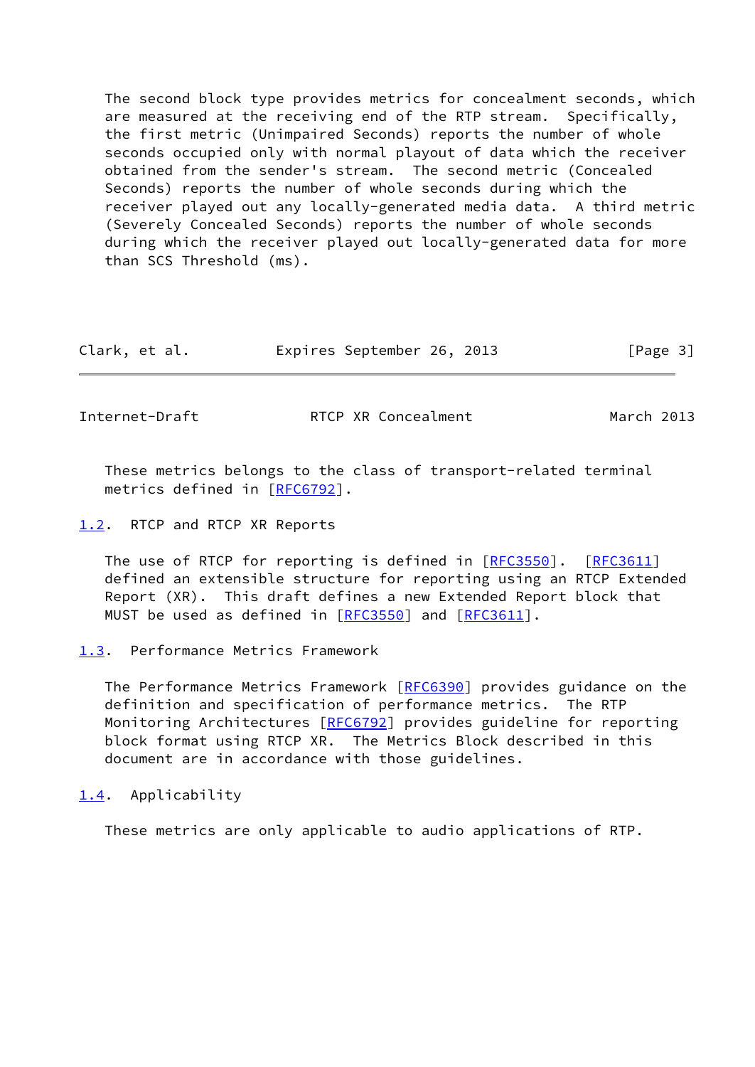The second block type provides metrics for concealment seconds, which are measured at the receiving end of the RTP stream. Specifically, the first metric (Unimpaired Seconds) reports the number of whole seconds occupied only with normal playout of data which the receiver obtained from the sender's stream. The second metric (Concealed Seconds) reports the number of whole seconds during which the receiver played out any locally-generated media data. A third metric (Severely Concealed Seconds) reports the number of whole seconds during which the receiver played out locally-generated data for more than SCS Threshold (ms).

These metrics belongs to the class of transport-related terminal metrics defined in [RFC6792].

### 1.2. RTCP and RTCP XR Reports

The use of RTCP for reporting is defined in [RFC3550]. [RFC3611] defined an extensible structure for reporting using an RTCP Extended Report (XR). This draft defines a new Extended Report block that MUST be used as defined in [RFC3550] and [RFC3611].

### 1.3. Performance Metrics Framework

The Performance Metrics Framework [RFC6390] provides guidance on the definition and specification of performance metrics. The RTP Monitoring Architectures [RFC6792] provides guideline for reporting block format using RTCP XR. The Metrics Block described in this document are in accordance with those guidelines.

### 1.4. Applicability

These metrics are only applicable to audio applications of RTP.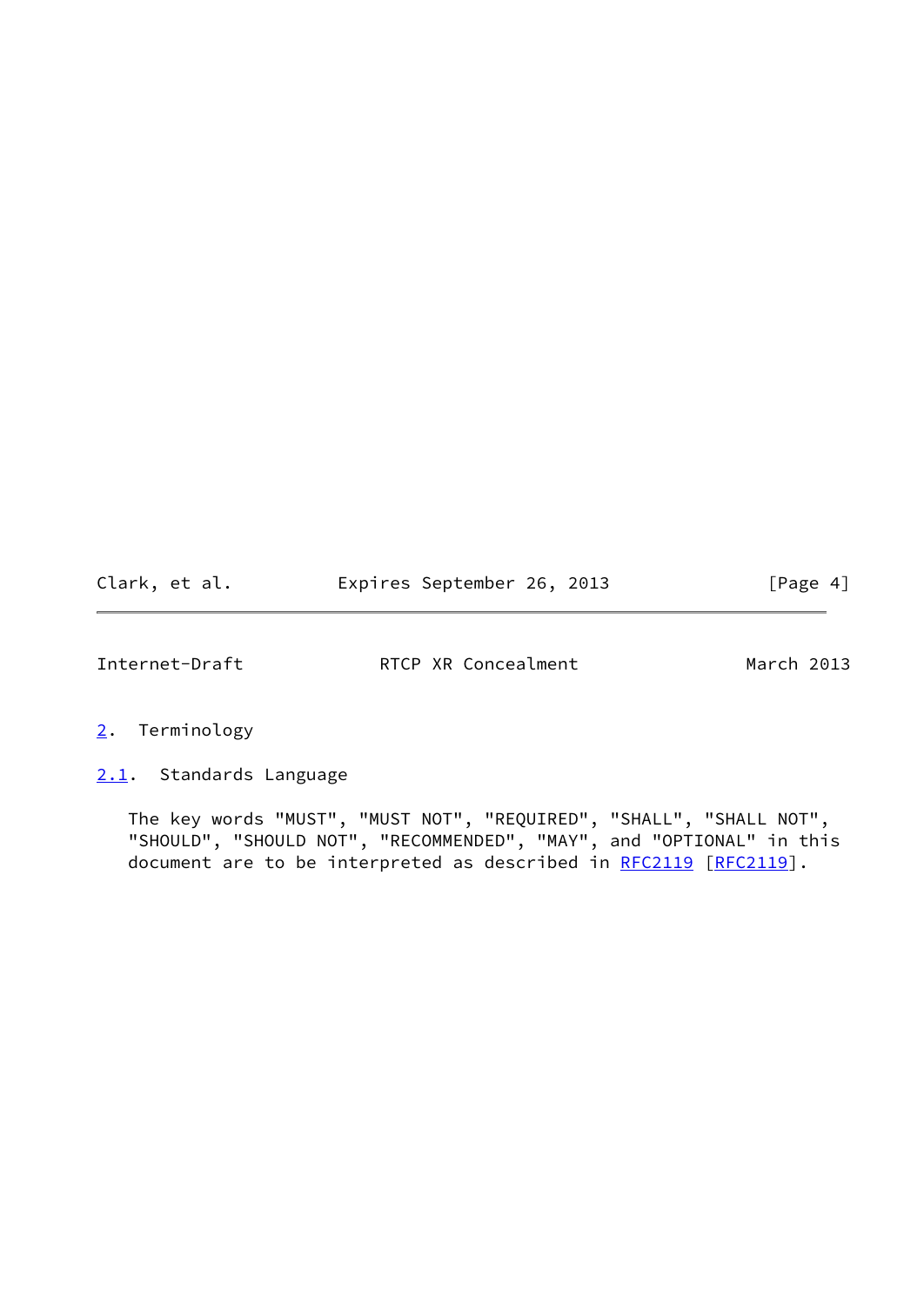## 2. Terminology

### 2.1. Standards Language

The key words "MUST", "MUST NOT", "REQUIRED", "SHALL", "SHALL NOT", "SHOULD", "SHOULD NOT", "RECOMMENDED", "MAY", and "OPTIONAL" in this document are to be interpreted as described in RFC2119 [RFC2119].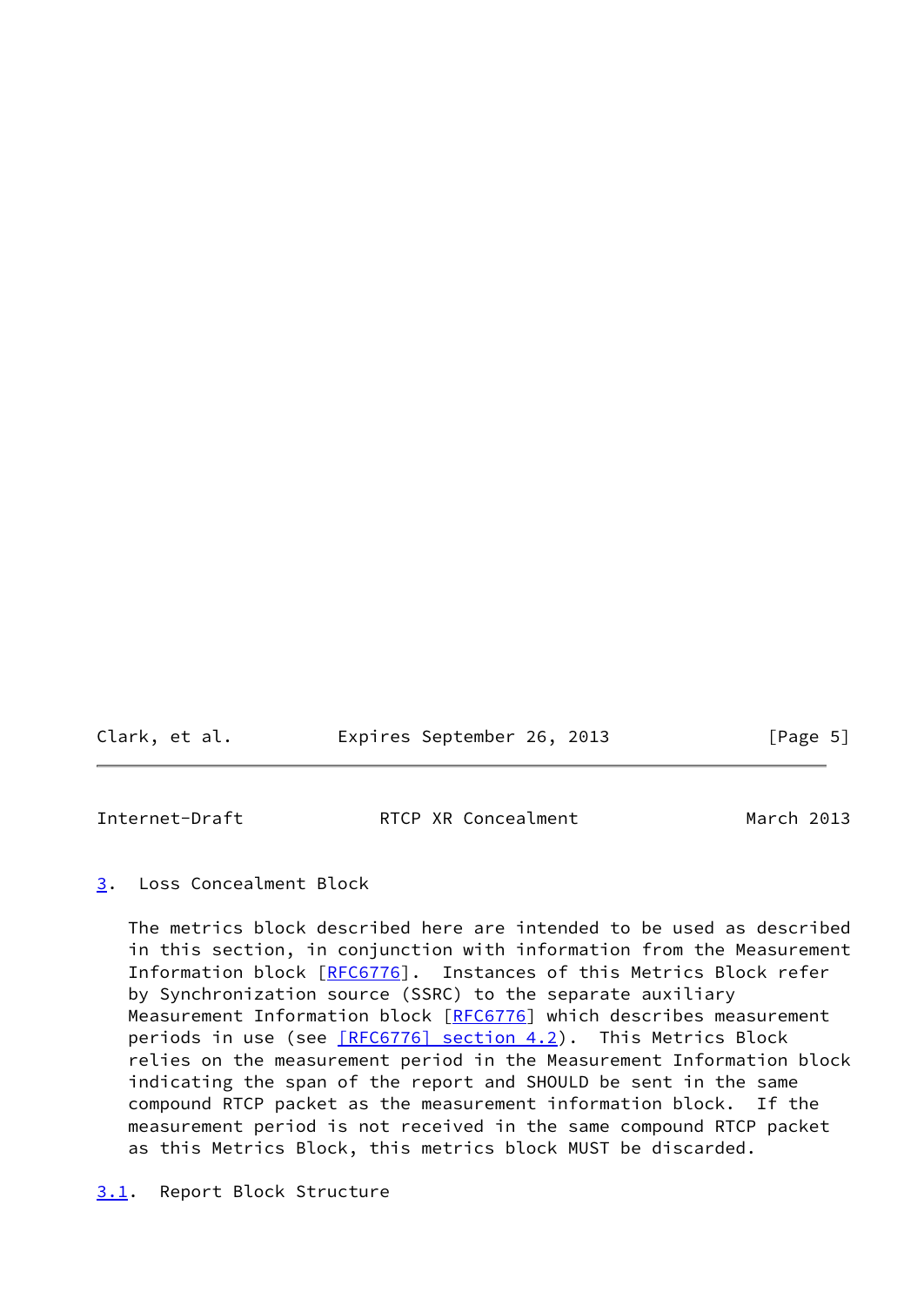## 3. Loss Concealment Block

The metrics block described here are intended to be used as described in this section, in conjunction with information from the Measurement Information block [RFC6776]. Instances of this Metrics Block refer by Synchronization source (SSRC) to the separate auxiliary Measurement Information block [RFC6776] which describes measurement periods in use (see [RFC6776] section 4.2). This Metrics Block relies on the measurement period in the Measurement Information block indicating the span of the report and SHOULD be sent in the same compound RTCP packet as the measurement information block. If the measurement period is not received in the same compound RTCP packet as this Metrics Block, this metrics block MUST be discarded.

### 3.1. Report Block Structure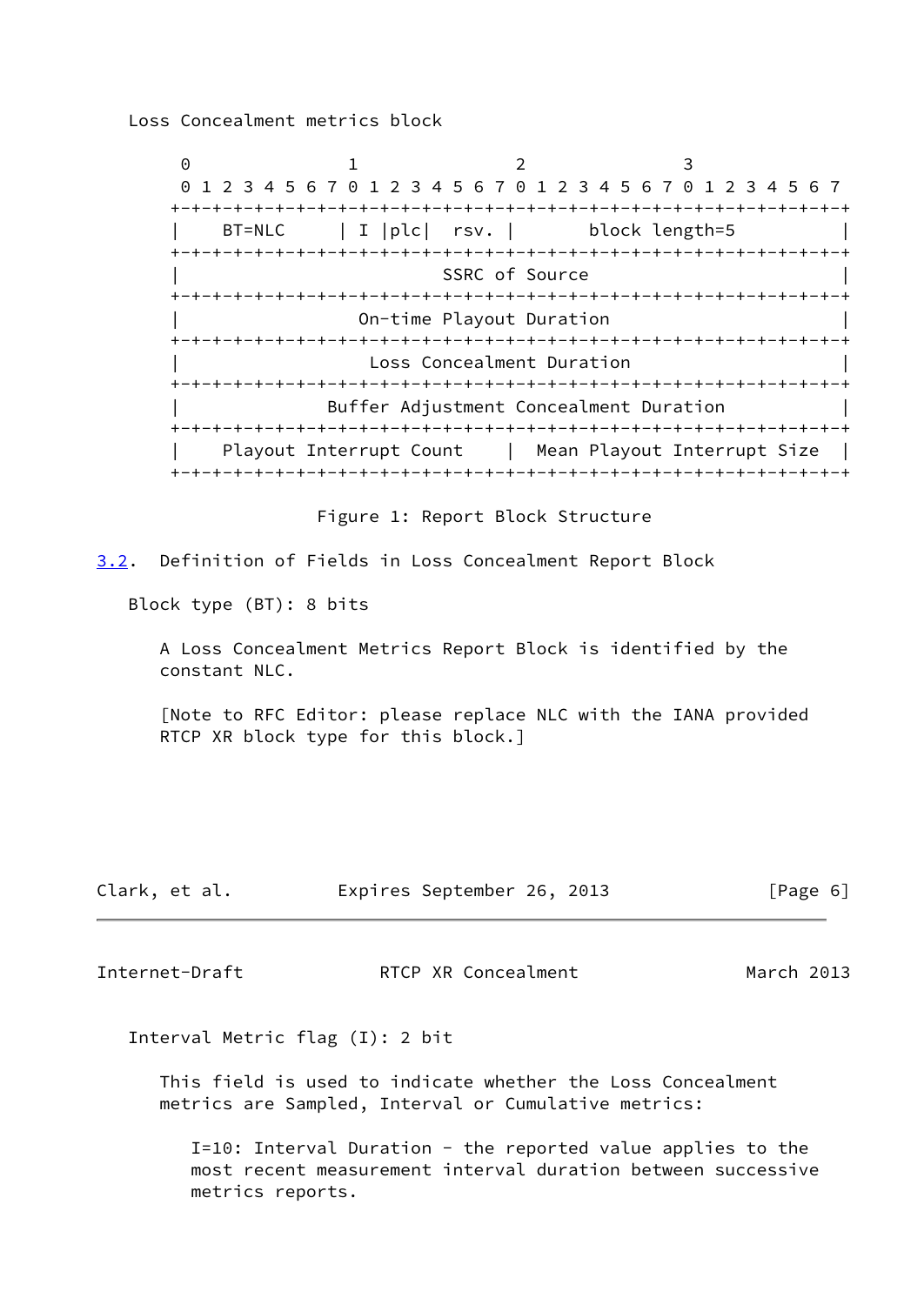Loss Concealment metrics block

```
    0                   1                   2                   3
    0 1 2 3 4 5 6 7 0 1 2 3 4 5 6 7 0 1 2 3 4 5 6 7 0 1 2 3 4 5 6 7
   +-+-+-+-+-+-+-+-+-+-+-+-+-+-+-+-+-+-+-+-+-+-+-+-+-+-+-+-+-+-+-+-+
   |    BT=NLC     | I |plc|  rsv. |       block length=5          |
   +-+-+-+-+-+-+-+-+-+-+-+-+-+-+-+-+-+-+-+-+-+-+-+-+-+-+-+-+-+-+-+-+
   |                         SSRC of Source                        |
   +-+-+-+-+-+-+-+-+-+-+-+-+-+-+-+-+-+-+-+-+-+-+-+-+-+-+-+-+-+-+-+-+
   |                   On-time Playout Duration                    |
   +-+-+-+-+-+-+-+-+-+-+-+-+-+-+-+-+-+-+-+-+-+-+-+-+-+-+-+-+-+-+-+-+
   |                    Loss Concealment Duration                  |
   +-+-+-+-+-+-+-+-+-+-+-+-+-+-+-+-+-+-+-+-+-+-+-+-+-+-+-+-+-+-+-+-+
   |              Buffer Adjustment Concealment Duration           |
   +-+-+-+-+-+-+-+-+-+-+-+-+-+-+-+-+-+-+-+-+-+-+-+-+-+-+-+-+-+-+-+-+
   |    Playout Interrupt Count    |  Mean Playout Interrupt Size  |
   +-+-+-+-+-+-+-+-+-+-+-+-+-+-+-+-+-+-+-+-+-+-+-+-+-+-+-+-+-+-+-+-+
```

Figure 1: Report Block Structure

### 3.2. Definition of Fields in Loss Concealment Report Block

Block type (BT): 8 bits

A Loss Concealment Metrics Report Block is identified by the constant NLC.

[Note to RFC Editor: please replace NLC with the IANA provided RTCP XR block type for this block.]

Interval Metric flag (I): 2 bit

This field is used to indicate whether the Loss Concealment metrics are Sampled, Interval or Cumulative metrics:

I=10: Interval Duration - the reported value applies to the most recent measurement interval duration between successive metrics reports.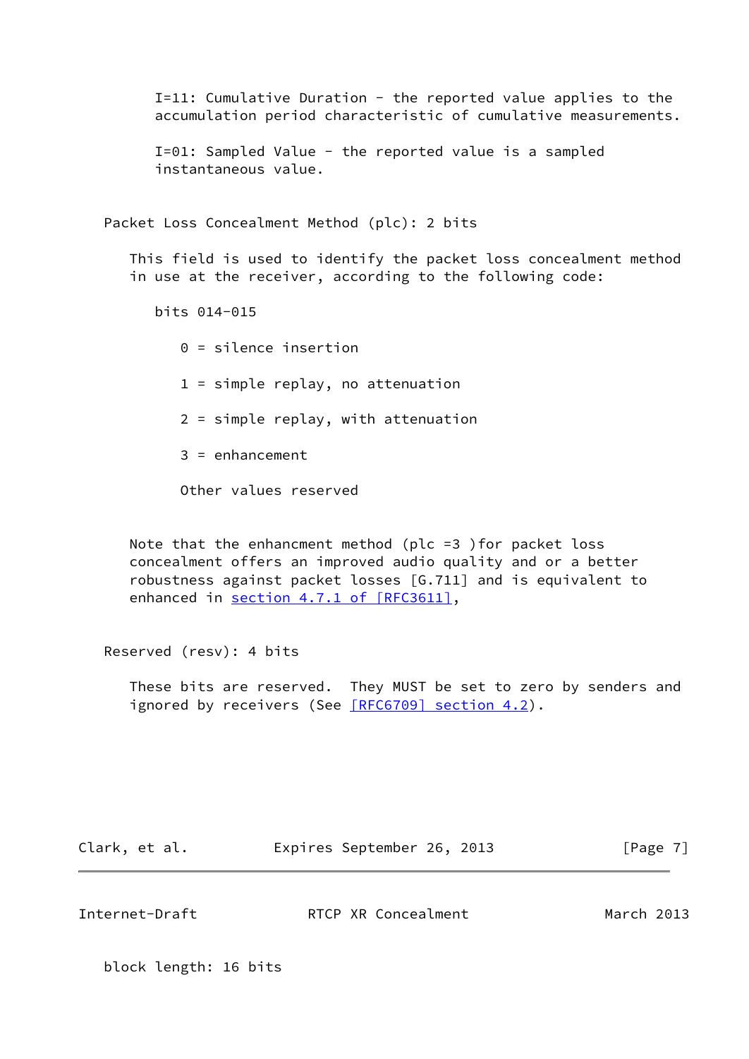I=11: Cumulative Duration - the reported value applies to the accumulation period characteristic of cumulative measurements.

I=01: Sampled Value - the reported value is a sampled instantaneous value.

Packet Loss Concealment Method (plc): 2 bits

This field is used to identify the packet loss concealment method in use at the receiver, according to the following code:

bits 014-015

0 = silence insertion

1 = simple replay, no attenuation

2 = simple replay, with attenuation

3 = enhancement

Other values reserved

Note that the enhancment method (plc =3 )for packet loss concealment offers an improved audio quality and or a better robustness against packet losses [G.711] and is equivalent to enhanced in section 4.7.1 of [RFC3611],

Reserved (resv): 4 bits

These bits are reserved. They MUST be set to zero by senders and ignored by receivers (See [RFC6709] section 4.2).

block length: 16 bits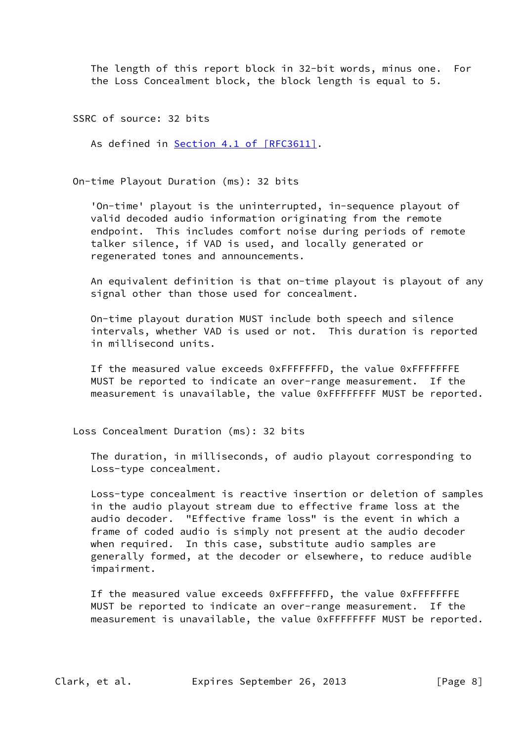The length of this report block in 32-bit words, minus one. For the Loss Concealment block, the block length is equal to 5.

SSRC of source: 32 bits

As defined in Section 4.1 of [RFC3611].

On-time Playout Duration (ms): 32 bits

'On-time' playout is the uninterrupted, in-sequence playout of valid decoded audio information originating from the remote endpoint. This includes comfort noise during periods of remote talker silence, if VAD is used, and locally generated or regenerated tones and announcements.

An equivalent definition is that on-time playout is playout of any signal other than those used for concealment.

On-time playout duration MUST include both speech and silence intervals, whether VAD is used or not. This duration is reported in millisecond units.

If the measured value exceeds 0xFFFFFFFD, the value 0xFFFFFFFE MUST be reported to indicate an over-range measurement. If the measurement is unavailable, the value 0xFFFFFFFF MUST be reported.

Loss Concealment Duration (ms): 32 bits

The duration, in milliseconds, of audio playout corresponding to Loss-type concealment.

Loss-type concealment is reactive insertion or deletion of samples in the audio playout stream due to effective frame loss at the audio decoder. "Effective frame loss" is the event in which a frame of coded audio is simply not present at the audio decoder when required. In this case, substitute audio samples are generally formed, at the decoder or elsewhere, to reduce audible impairment.

If the measured value exceeds 0xFFFFFFFD, the value 0xFFFFFFFE MUST be reported to indicate an over-range measurement. If the measurement is unavailable, the value 0xFFFFFFFF MUST be reported.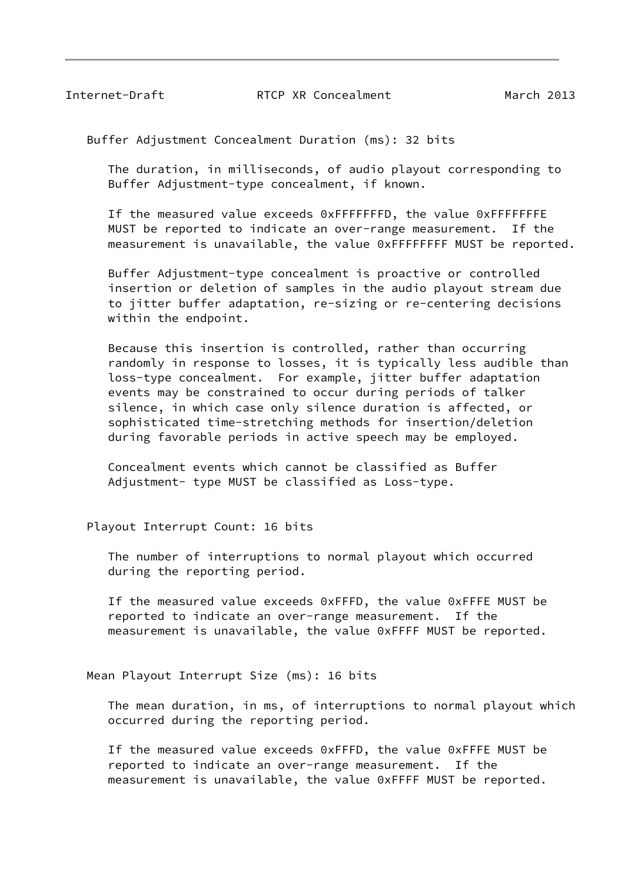Buffer Adjustment Concealment Duration (ms): 32 bits

The duration, in milliseconds, of audio playout corresponding to Buffer Adjustment-type concealment, if known.

If the measured value exceeds 0xFFFFFFFD, the value 0xFFFFFFFE MUST be reported to indicate an over-range measurement. If the measurement is unavailable, the value 0xFFFFFFFF MUST be reported.

Buffer Adjustment-type concealment is proactive or controlled insertion or deletion of samples in the audio playout stream due to jitter buffer adaptation, re-sizing or re-centering decisions within the endpoint.

Because this insertion is controlled, rather than occurring randomly in response to losses, it is typically less audible than loss-type concealment. For example, jitter buffer adaptation events may be constrained to occur during periods of talker silence, in which case only silence duration is affected, or sophisticated time-stretching methods for insertion/deletion during favorable periods in active speech may be employed.

Concealment events which cannot be classified as Buffer Adjustment- type MUST be classified as Loss-type.

Playout Interrupt Count: 16 bits

The number of interruptions to normal playout which occurred during the reporting period.

If the measured value exceeds 0xFFFD, the value 0xFFFE MUST be reported to indicate an over-range measurement. If the measurement is unavailable, the value 0xFFFF MUST be reported.

Mean Playout Interrupt Size (ms): 16 bits

The mean duration, in ms, of interruptions to normal playout which occurred during the reporting period.

If the measured value exceeds 0xFFFD, the value 0xFFFE MUST be reported to indicate an over-range measurement. If the measurement is unavailable, the value 0xFFFF MUST be reported.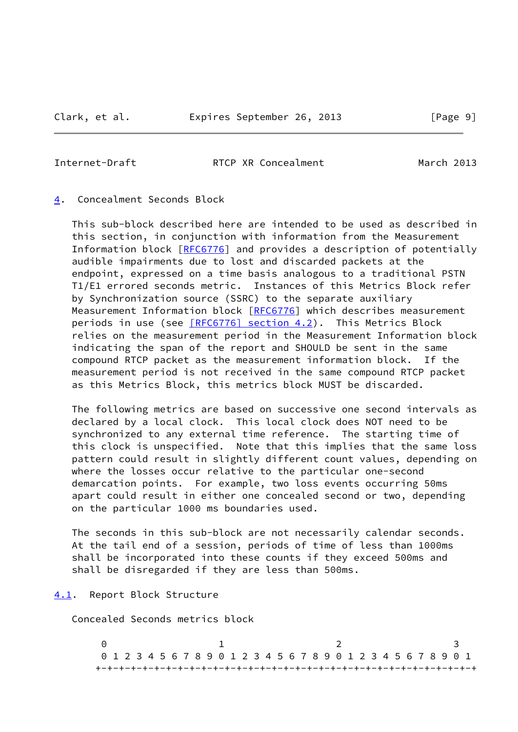## 4. Concealment Seconds Block

This sub-block described here are intended to be used as described in this section, in conjunction with information from the Measurement Information block [RFC6776] and provides a description of potentially audible impairments due to lost and discarded packets at the endpoint, expressed on a time basis analogous to a traditional PSTN T1/E1 errored seconds metric. Instances of this Metrics Block refer by Synchronization source (SSRC) to the separate auxiliary Measurement Information block [RFC6776] which describes measurement periods in use (see [RFC6776] section 4.2). This Metrics Block relies on the measurement period in the Measurement Information block indicating the span of the report and SHOULD be sent in the same compound RTCP packet as the measurement information block. If the measurement period is not received in the same compound RTCP packet as this Metrics Block, this metrics block MUST be discarded.

The following metrics are based on successive one second intervals as declared by a local clock. This local clock does NOT need to be synchronized to any external time reference. The starting time of this clock is unspecified. Note that this implies that the same loss pattern could result in slightly different count values, depending on where the losses occur relative to the particular one-second demarcation points. For example, two loss events occurring 50ms apart could result in either one concealed second or two, depending on the particular 1000 ms boundaries used.

The seconds in this sub-block are not necessarily calendar seconds. At the tail end of a session, periods of time of less than 1000ms shall be incorporated into these counts if they exceed 500ms and shall be disregarded if they are less than 500ms.

### 4.1. Report Block Structure

Concealed Seconds metrics block

```
 0                   1                   2                   3
 0 1 2 3 4 5 6 7 8 9 0 1 2 3 4 5 6 7 8 9 0 1 2 3 4 5 6 7 8 9 0 1
+-+-+-+-+-+-+-+-+-+-+-+-+-+-+-+-+-+-+-+-+-+-+-+-+-+-+-+-+-+-+-+-+
```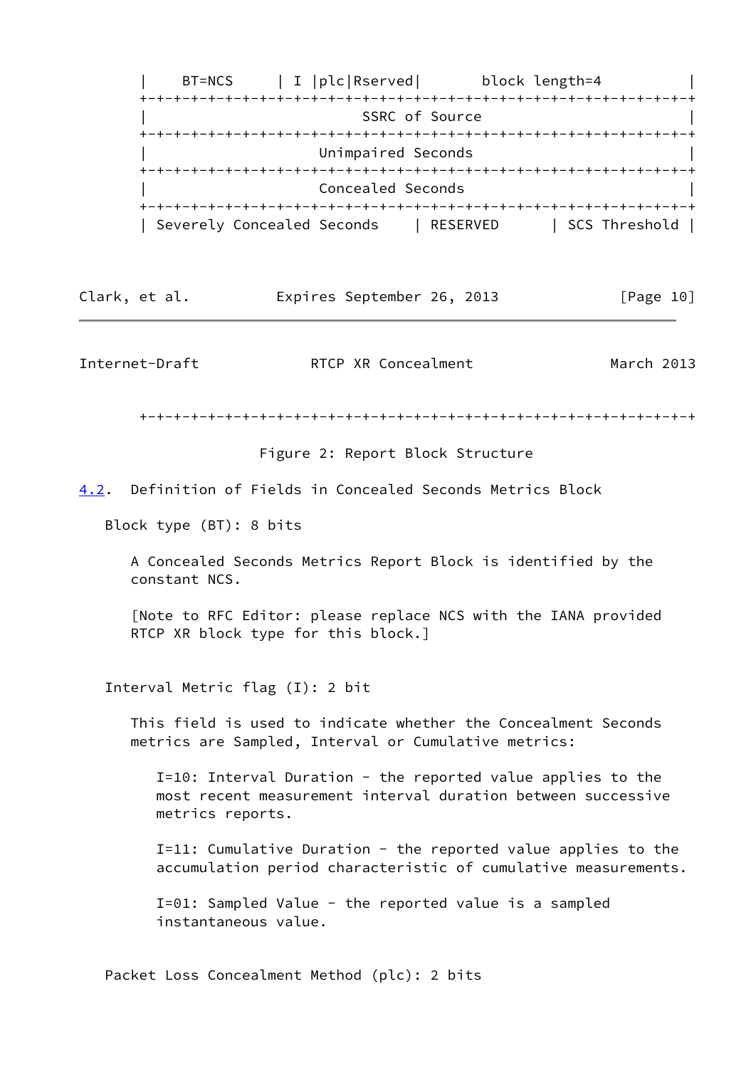```
|    BT=NCS     | I |plc|Rserved|       block length=4          |
+-+-+-+-+-+-+-+-+-+-+-+-+-+-+-+-+-+-+-+-+-+-+-+-+-+-+-+-+-+-+-+-+
|                        SSRC of Source                         |
+-+-+-+-+-+-+-+-+-+-+-+-+-+-+-+-+-+-+-+-+-+-+-+-+-+-+-+-+-+-+-+-+
|                     Unimpaired Seconds                        |
+-+-+-+-+-+-+-+-+-+-+-+-+-+-+-+-+-+-+-+-+-+-+-+-+-+-+-+-+-+-+-+-+
|                     Concealed Seconds                         |
+-+-+-+-+-+-+-+-+-+-+-+-+-+-+-+-+-+-+-+-+-+-+-+-+-+-+-+-+-+-+-+-+
| Severely Concealed Seconds    | RESERVED      | SCS Threshold |
+-+-+-+-+-+-+-+-+-+-+-+-+-+-+-+-+-+-+-+-+-+-+-+-+-+-+-+-+-+-+-+-+
```

Figure 2: Report Block Structure

### 4.2. Definition of Fields in Concealed Seconds Metrics Block

Block type (BT): 8 bits

A Concealed Seconds Metrics Report Block is identified by the constant NCS.

[Note to RFC Editor: please replace NCS with the IANA provided RTCP XR block type for this block.]

Interval Metric flag (I): 2 bit

This field is used to indicate whether the Concealment Seconds metrics are Sampled, Interval or Cumulative metrics:

I=10: Interval Duration - the reported value applies to the most recent measurement interval duration between successive metrics reports.

I=11: Cumulative Duration - the reported value applies to the accumulation period characteristic of cumulative measurements.

I=01: Sampled Value - the reported value is a sampled instantaneous value.

Packet Loss Concealment Method (plc): 2 bits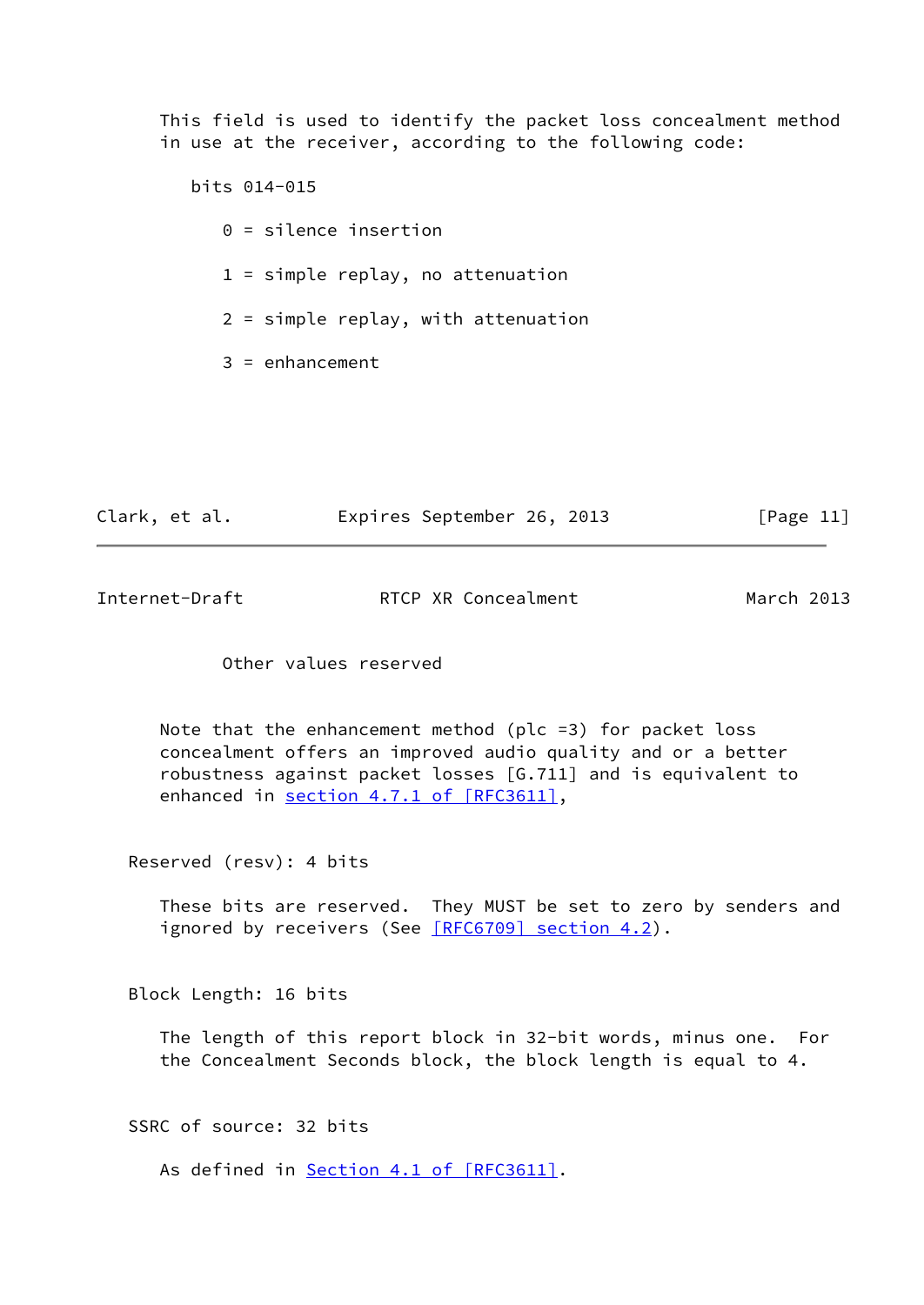This field is used to identify the packet loss concealment method in use at the receiver, according to the following code:

bits 014-015

0 = silence insertion

1 = simple replay, no attenuation

2 = simple replay, with attenuation

3 = enhancement

Other values reserved

Note that the enhancement method (plc =3) for packet loss concealment offers an improved audio quality and or a better robustness against packet losses [G.711] and is equivalent to enhanced in section 4.7.1 of [RFC3611],

Reserved (resv): 4 bits

These bits are reserved. They MUST be set to zero by senders and ignored by receivers (See [RFC6709] section 4.2).

Block Length: 16 bits

The length of this report block in 32-bit words, minus one. For the Concealment Seconds block, the block length is equal to 4.

SSRC of source: 32 bits

As defined in Section 4.1 of [RFC3611].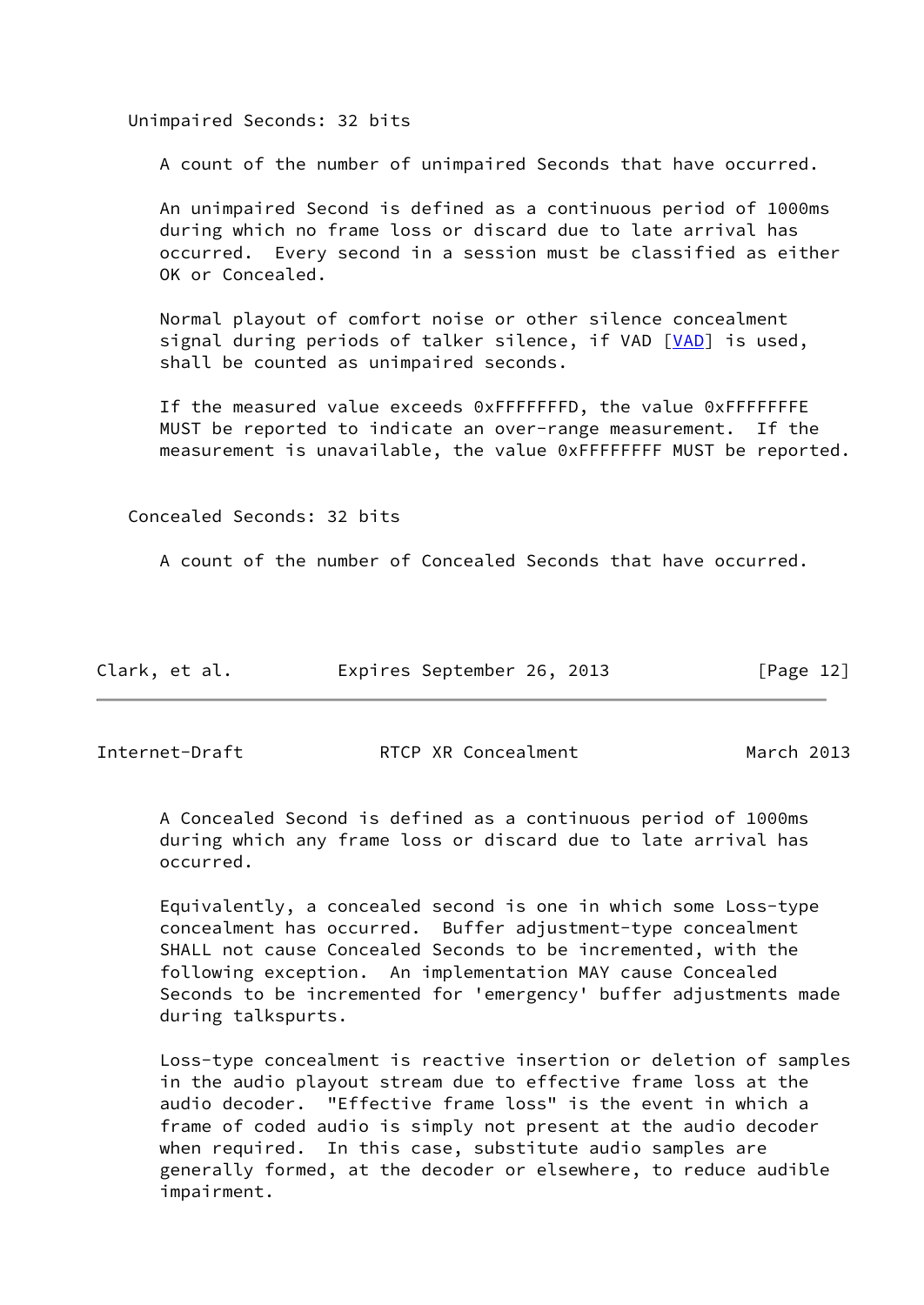Unimpaired Seconds: 32 bits

A count of the number of unimpaired Seconds that have occurred.

An unimpaired Second is defined as a continuous period of 1000ms during which no frame loss or discard due to late arrival has occurred. Every second in a session must be classified as either OK or Concealed.

Normal playout of comfort noise or other silence concealment signal during periods of talker silence, if VAD [VAD] is used, shall be counted as unimpaired seconds.

If the measured value exceeds 0xFFFFFFFD, the value 0xFFFFFFFE MUST be reported to indicate an over-range measurement. If the measurement is unavailable, the value 0xFFFFFFFF MUST be reported.

Concealed Seconds: 32 bits

A count of the number of Concealed Seconds that have occurred.

A Concealed Second is defined as a continuous period of 1000ms during which any frame loss or discard due to late arrival has occurred.

Equivalently, a concealed second is one in which some Loss-type concealment has occurred. Buffer adjustment-type concealment SHALL not cause Concealed Seconds to be incremented, with the following exception. An implementation MAY cause Concealed Seconds to be incremented for 'emergency' buffer adjustments made during talkspurts.

Loss-type concealment is reactive insertion or deletion of samples in the audio playout stream due to effective frame loss at the audio decoder. "Effective frame loss" is the event in which a frame of coded audio is simply not present at the audio decoder when required. In this case, substitute audio samples are generally formed, at the decoder or elsewhere, to reduce audible impairment.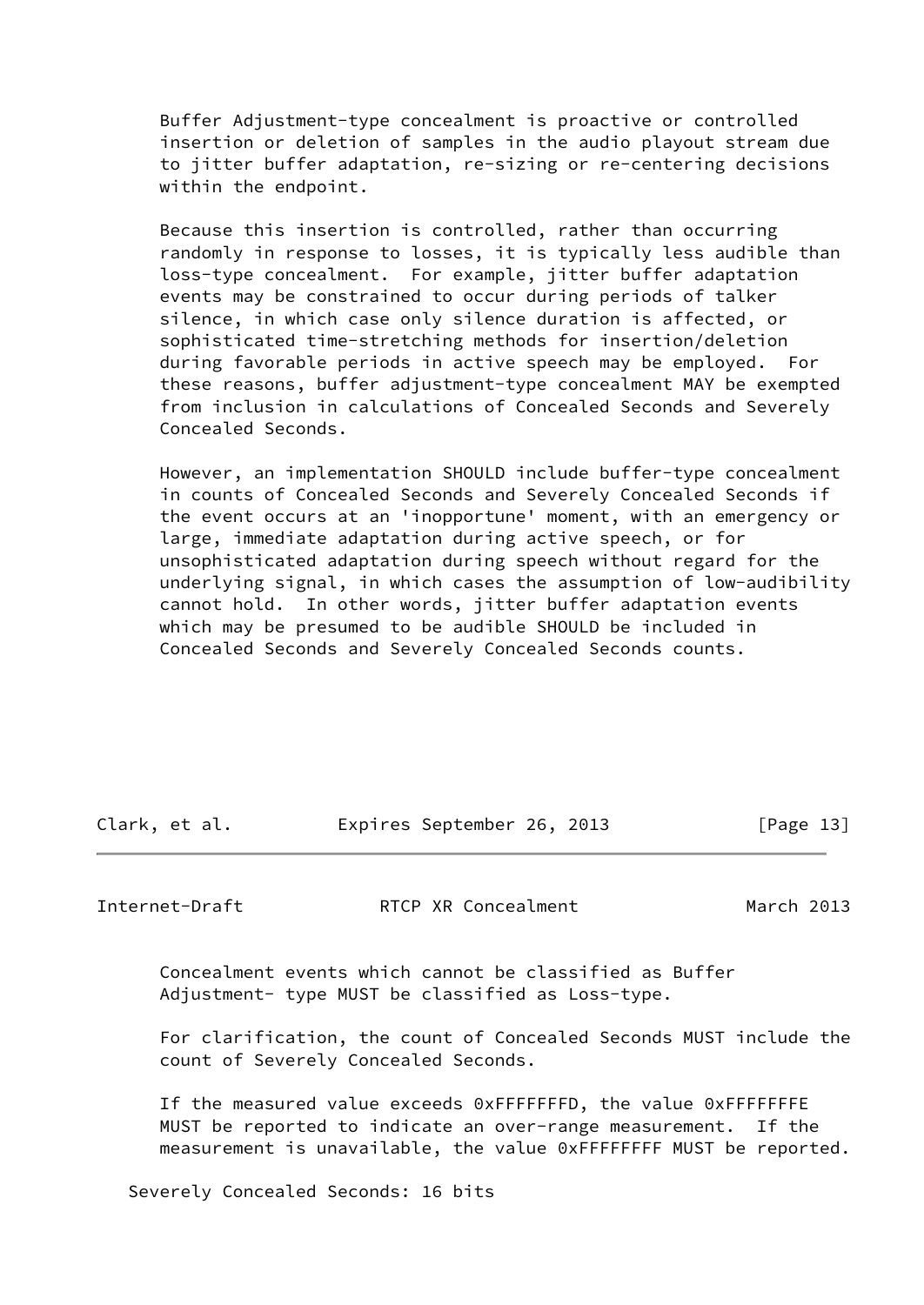Buffer Adjustment-type concealment is proactive or controlled insertion or deletion of samples in the audio playout stream due to jitter buffer adaptation, re-sizing or re-centering decisions within the endpoint.

Because this insertion is controlled, rather than occurring randomly in response to losses, it is typically less audible than loss-type concealment. For example, jitter buffer adaptation events may be constrained to occur during periods of talker silence, in which case only silence duration is affected, or sophisticated time-stretching methods for insertion/deletion during favorable periods in active speech may be employed. For these reasons, buffer adjustment-type concealment MAY be exempted from inclusion in calculations of Concealed Seconds and Severely Concealed Seconds.

However, an implementation SHOULD include buffer-type concealment in counts of Concealed Seconds and Severely Concealed Seconds if the event occurs at an 'inopportune' moment, with an emergency or large, immediate adaptation during active speech, or for unsophisticated adaptation during speech without regard for the underlying signal, in which cases the assumption of low-audibility cannot hold. In other words, jitter buffer adaptation events which may be presumed to be audible SHOULD be included in Concealed Seconds and Severely Concealed Seconds counts.

Concealment events which cannot be classified as Buffer Adjustment- type MUST be classified as Loss-type.

For clarification, the count of Concealed Seconds MUST include the count of Severely Concealed Seconds.

If the measured value exceeds 0xFFFFFFFD, the value 0xFFFFFFFE MUST be reported to indicate an over-range measurement. If the measurement is unavailable, the value 0xFFFFFFFF MUST be reported.

Severely Concealed Seconds: 16 bits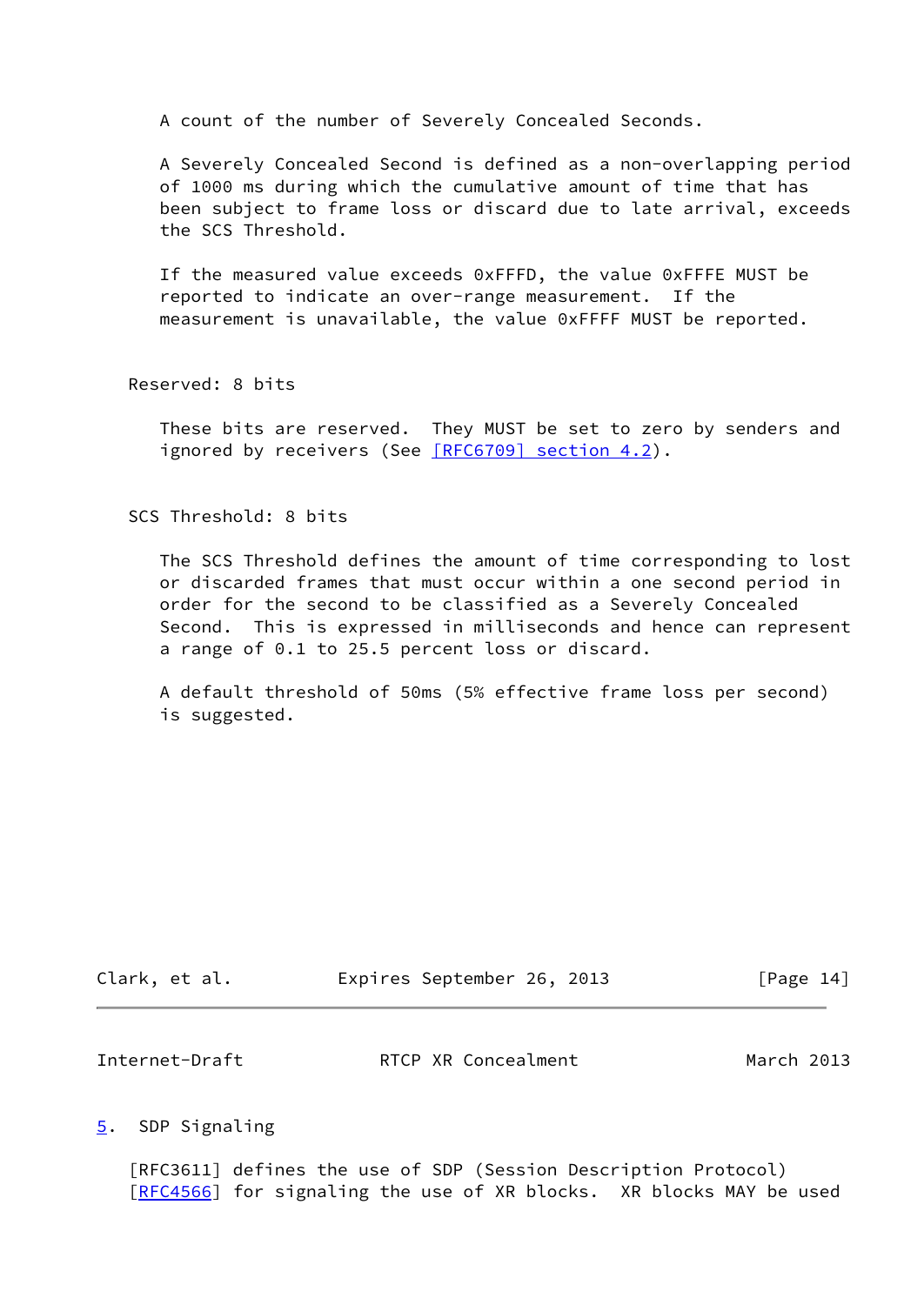A count of the number of Severely Concealed Seconds.

A Severely Concealed Second is defined as a non-overlapping period of 1000 ms during which the cumulative amount of time that has been subject to frame loss or discard due to late arrival, exceeds the SCS Threshold.

If the measured value exceeds 0xFFFD, the value 0xFFFE MUST be reported to indicate an over-range measurement. If the measurement is unavailable, the value 0xFFFF MUST be reported.

Reserved: 8 bits

These bits are reserved. They MUST be set to zero by senders and ignored by receivers (See [RFC6709] section 4.2).

SCS Threshold: 8 bits

The SCS Threshold defines the amount of time corresponding to lost or discarded frames that must occur within a one second period in order for the second to be classified as a Severely Concealed Second. This is expressed in milliseconds and hence can represent a range of 0.1 to 25.5 percent loss or discard.

A default threshold of 50ms (5% effective frame loss per second) is suggested.

## 5. SDP Signaling

[RFC3611] defines the use of SDP (Session Description Protocol) [RFC4566] for signaling the use of XR blocks. XR blocks MAY be used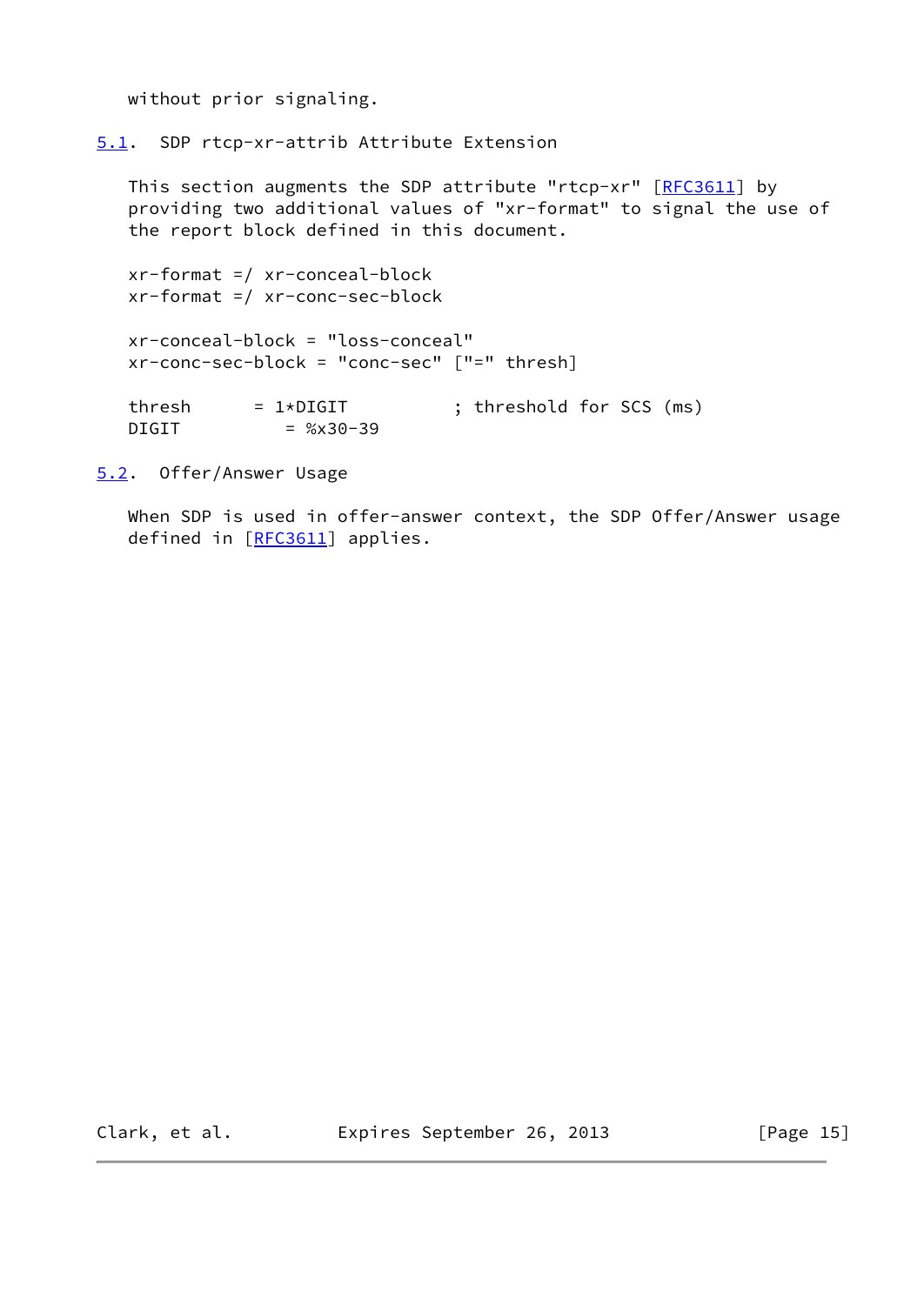without prior signaling.

### 5.1. SDP rtcp-xr-attrib Attribute Extension

This section augments the SDP attribute "rtcp-xr" [RFC3611] by providing two additional values of "xr-format" to signal the use of the report block defined in this document.

```
xr-format =/ xr-conceal-block
xr-format =/ xr-conc-sec-block

xr-conceal-block = "loss-conceal"
xr-conc-sec-block = "conc-sec" ["=" thresh]

thresh      = 1*DIGIT          ; threshold for SCS (ms)
DIGIT          = %x30-39
```

### 5.2. Offer/Answer Usage

When SDP is used in offer-answer context, the SDP Offer/Answer usage defined in [RFC3611] applies.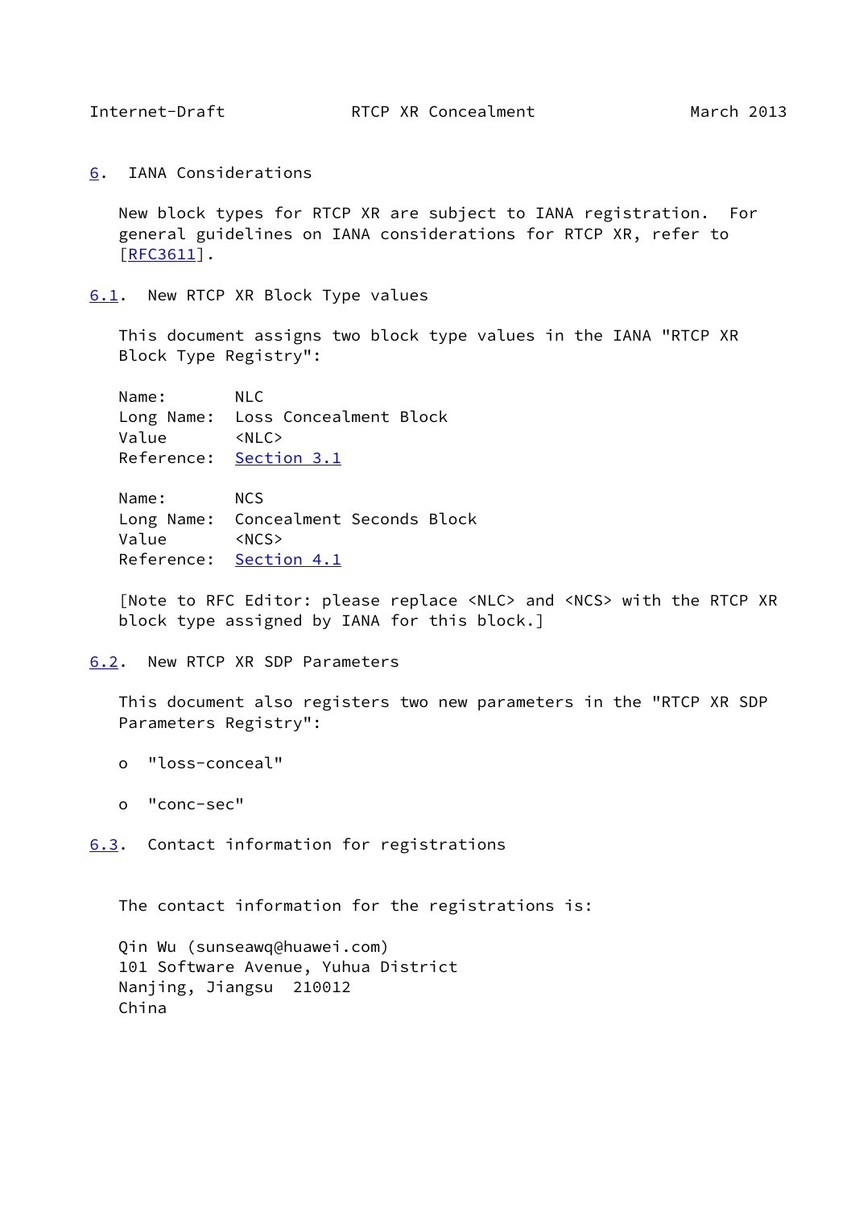## 6. IANA Considerations

New block types for RTCP XR are subject to IANA registration. For general guidelines on IANA considerations for RTCP XR, refer to [RFC3611].

### 6.1. New RTCP XR Block Type values

This document assigns two block type values in the IANA "RTCP XR Block Type Registry":

```
Name:       NLC
Long Name:  Loss Concealment Block
Value       <NLC>
Reference:  Section 3.1

Name:       NCS
Long Name:  Concealment Seconds Block
Value       <NCS>
Reference:  Section 4.1
```

[Note to RFC Editor: please replace <NLC> and <NCS> with the RTCP XR block type assigned by IANA for this block.]

### 6.2. New RTCP XR SDP Parameters

This document also registers two new parameters in the "RTCP XR SDP Parameters Registry":

- "loss-conceal"
- "conc-sec"

### 6.3. Contact information for registrations

The contact information for the registrations is:

Qin Wu (sunseawq@huawei.com)
101 Software Avenue, Yuhua District
Nanjing, Jiangsu 210012
China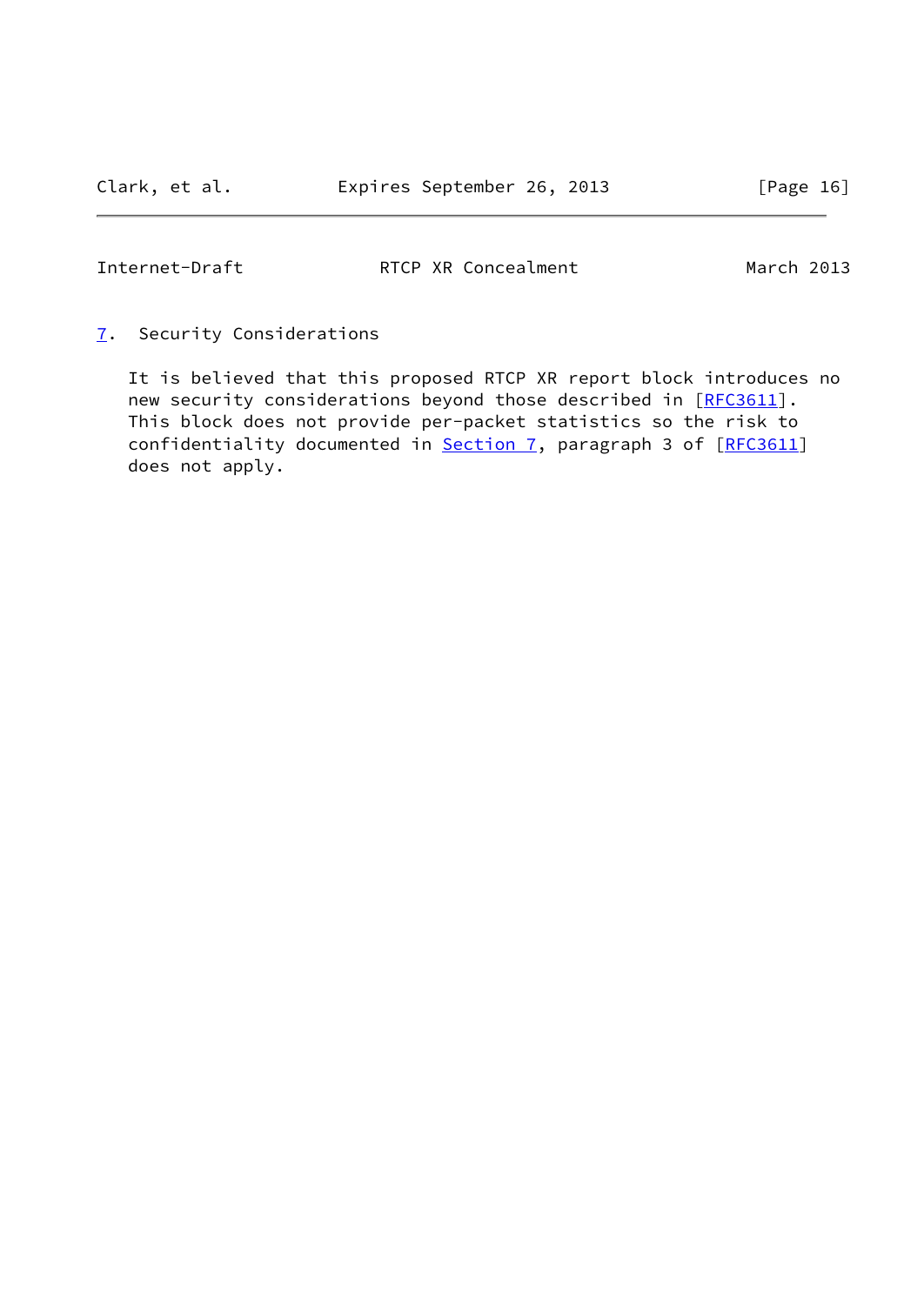## 7. Security Considerations

It is believed that this proposed RTCP XR report block introduces no new security considerations beyond those described in [RFC3611]. This block does not provide per-packet statistics so the risk to confidentiality documented in Section 7, paragraph 3 of [RFC3611] does not apply.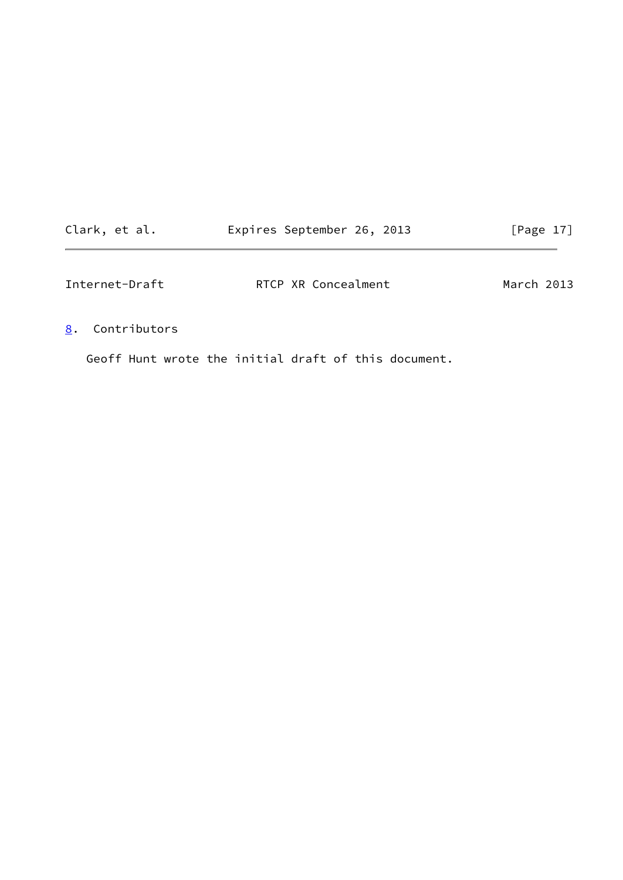## 8. Contributors

Geoff Hunt wrote the initial draft of this document.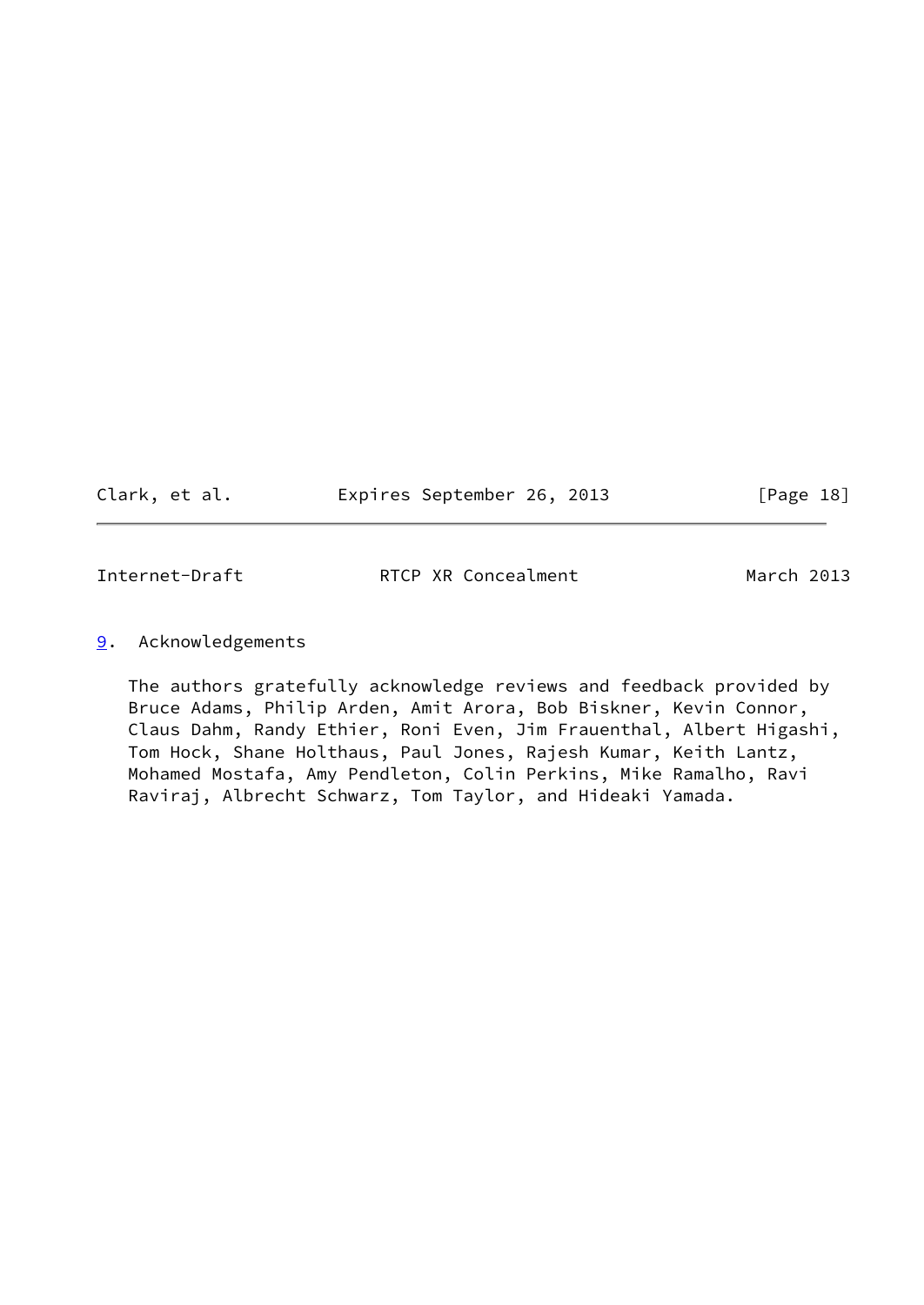## 9. Acknowledgements

The authors gratefully acknowledge reviews and feedback provided by Bruce Adams, Philip Arden, Amit Arora, Bob Biskner, Kevin Connor, Claus Dahm, Randy Ethier, Roni Even, Jim Frauenthal, Albert Higashi, Tom Hock, Shane Holthaus, Paul Jones, Rajesh Kumar, Keith Lantz, Mohamed Mostafa, Amy Pendleton, Colin Perkins, Mike Ramalho, Ravi Raviraj, Albrecht Schwarz, Tom Taylor, and Hideaki Yamada.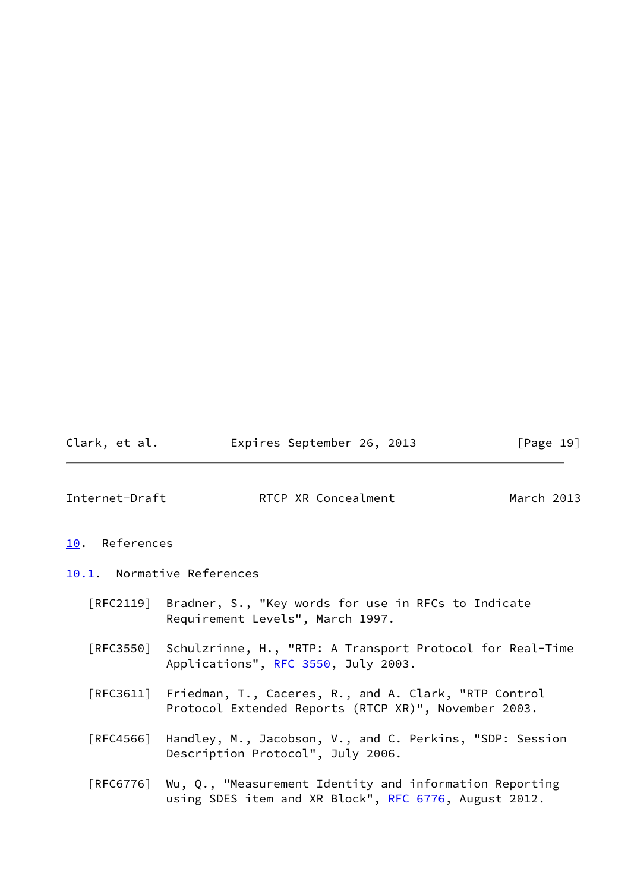## 10. References

### 10.1. Normative References

[RFC2119] Bradner, S., "Key words for use in RFCs to Indicate Requirement Levels", March 1997.

[RFC3550] Schulzrinne, H., "RTP: A Transport Protocol for Real-Time Applications", RFC 3550, July 2003.

[RFC3611] Friedman, T., Caceres, R., and A. Clark, "RTP Control Protocol Extended Reports (RTCP XR)", November 2003.

[RFC4566] Handley, M., Jacobson, V., and C. Perkins, "SDP: Session Description Protocol", July 2006.

[RFC6776] Wu, Q., "Measurement Identity and information Reporting using SDES item and XR Block", RFC 6776, August 2012.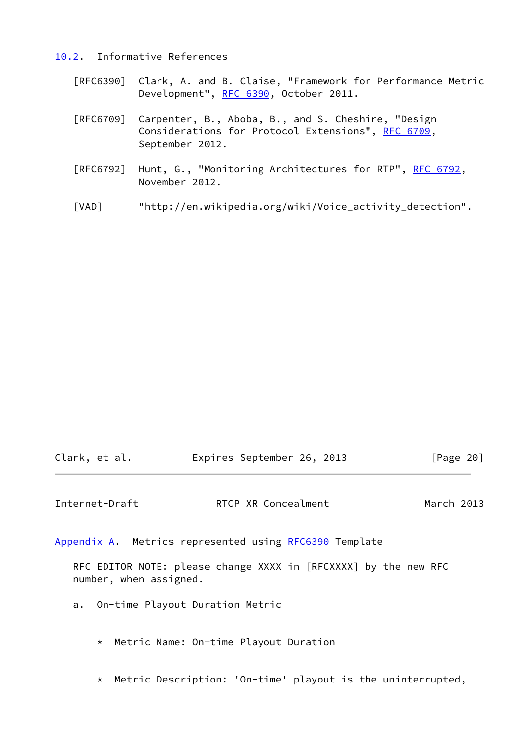## 10.2. Informative References

[RFC6390] Clark, A. and B. Claise, "Framework for Performance Metric Development", RFC 6390, October 2011.

[RFC6709] Carpenter, B., Aboba, B., and S. Cheshire, "Design Considerations for Protocol Extensions", RFC 6709, September 2012.

[RFC6792] Hunt, G., "Monitoring Architectures for RTP", RFC 6792, November 2012.

[VAD] "http://en.wikipedia.org/wiki/Voice_activity_detection".

# Appendix A. Metrics represented using RFC6390 Template

RFC EDITOR NOTE: please change XXXX in [RFCXXXX] by the new RFC number, when assigned.

a. On-time Playout Duration Metric

* Metric Name: On-time Playout Duration

* Metric Description: 'On-time' playout is the uninterrupted,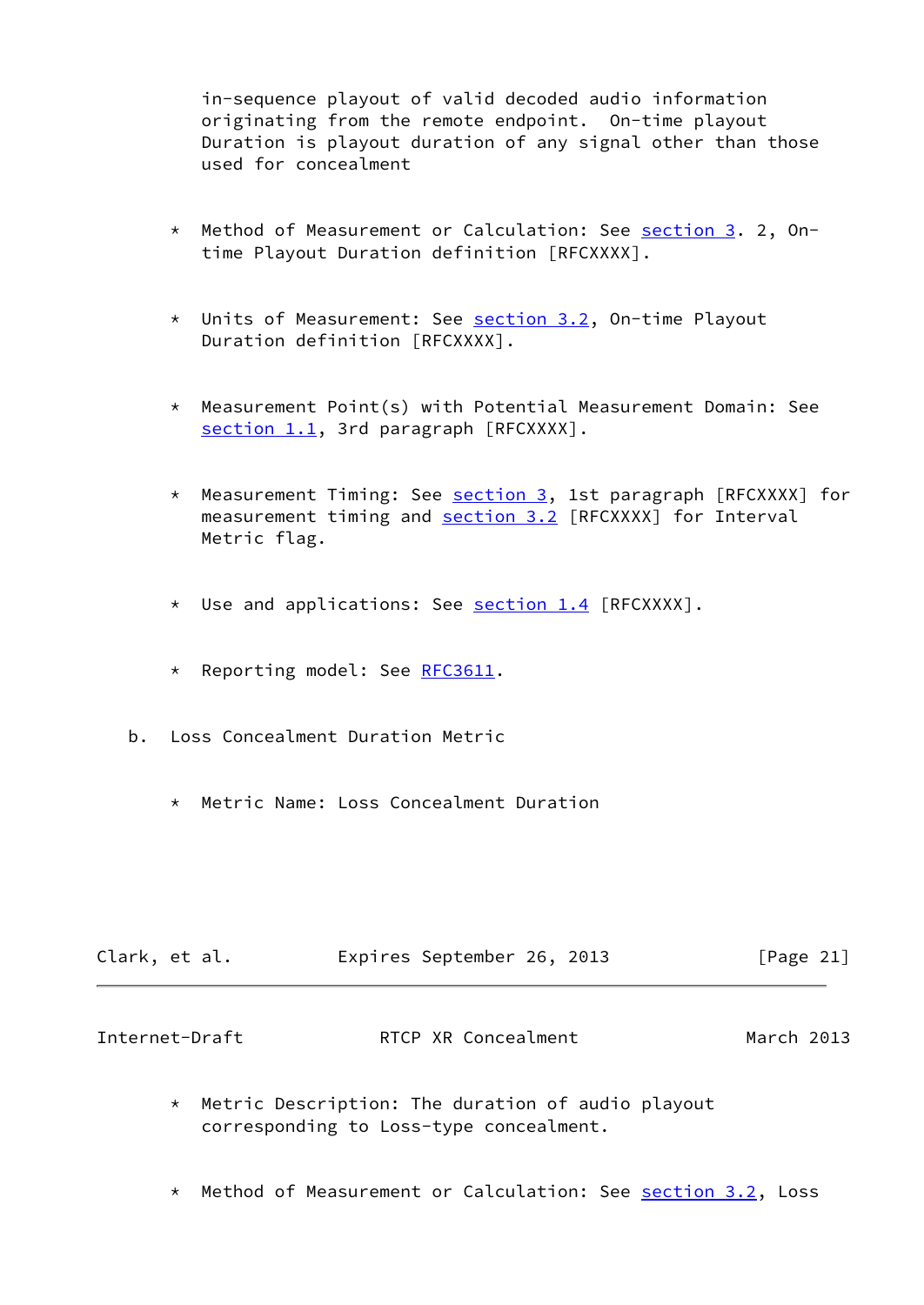in-sequence playout of valid decoded audio information originating from the remote endpoint. On-time playout Duration is playout duration of any signal other than those used for concealment

* Method of Measurement or Calculation: See section 3. 2, On-time Playout Duration definition [RFCXXXX].

* Units of Measurement: See section 3.2, On-time Playout Duration definition [RFCXXXX].

* Measurement Point(s) with Potential Measurement Domain: See section 1.1, 3rd paragraph [RFCXXXX].

* Measurement Timing: See section 3, 1st paragraph [RFCXXXX] for measurement timing and section 3.2 [RFCXXXX] for Interval Metric flag.

* Use and applications: See section 1.4 [RFCXXXX].

* Reporting model: See RFC3611.

b. Loss Concealment Duration Metric

* Metric Name: Loss Concealment Duration

* Metric Description: The duration of audio playout corresponding to Loss-type concealment.

* Method of Measurement or Calculation: See section 3.2, Loss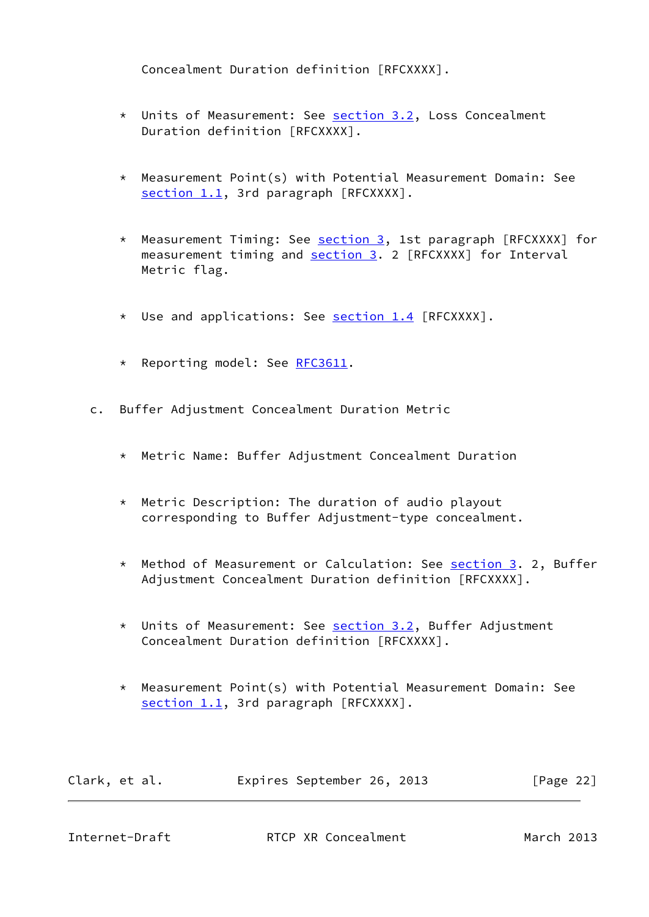Concealment Duration definition [RFCXXXX].

* Units of Measurement: See section 3.2, Loss Concealment Duration definition [RFCXXXX].

* Measurement Point(s) with Potential Measurement Domain: See section 1.1, 3rd paragraph [RFCXXXX].

* Measurement Timing: See section 3, 1st paragraph [RFCXXXX] for measurement timing and section 3. 2 [RFCXXXX] for Interval Metric flag.

* Use and applications: See section 1.4 [RFCXXXX].

* Reporting model: See RFC3611.

c. Buffer Adjustment Concealment Duration Metric

* Metric Name: Buffer Adjustment Concealment Duration

* Metric Description: The duration of audio playout corresponding to Buffer Adjustment-type concealment.

* Method of Measurement or Calculation: See section 3. 2, Buffer Adjustment Concealment Duration definition [RFCXXXX].

* Units of Measurement: See section 3.2, Buffer Adjustment Concealment Duration definition [RFCXXXX].

* Measurement Point(s) with Potential Measurement Domain: See section 1.1, 3rd paragraph [RFCXXXX].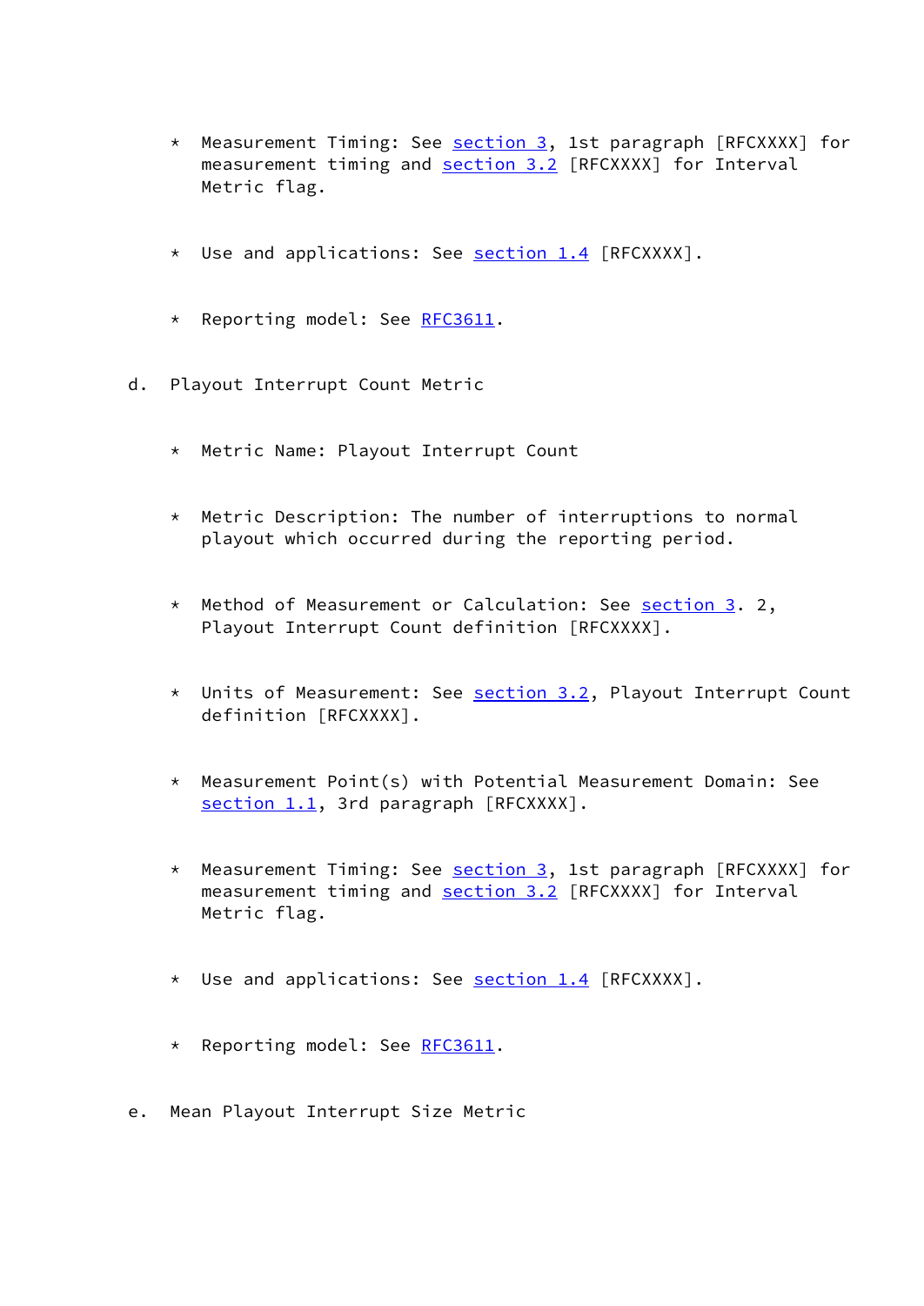* Measurement Timing: See section 3, 1st paragraph [RFCXXXX] for measurement timing and section 3.2 [RFCXXXX] for Interval Metric flag.

* Use and applications: See section 1.4 [RFCXXXX].

* Reporting model: See RFC3611.

d. Playout Interrupt Count Metric

* Metric Name: Playout Interrupt Count

* Metric Description: The number of interruptions to normal playout which occurred during the reporting period.

* Method of Measurement or Calculation: See section 3. 2, Playout Interrupt Count definition [RFCXXXX].

* Units of Measurement: See section 3.2, Playout Interrupt Count definition [RFCXXXX].

* Measurement Point(s) with Potential Measurement Domain: See section 1.1, 3rd paragraph [RFCXXXX].

* Measurement Timing: See section 3, 1st paragraph [RFCXXXX] for measurement timing and section 3.2 [RFCXXXX] for Interval Metric flag.

* Use and applications: See section 1.4 [RFCXXXX].

* Reporting model: See RFC3611.

e. Mean Playout Interrupt Size Metric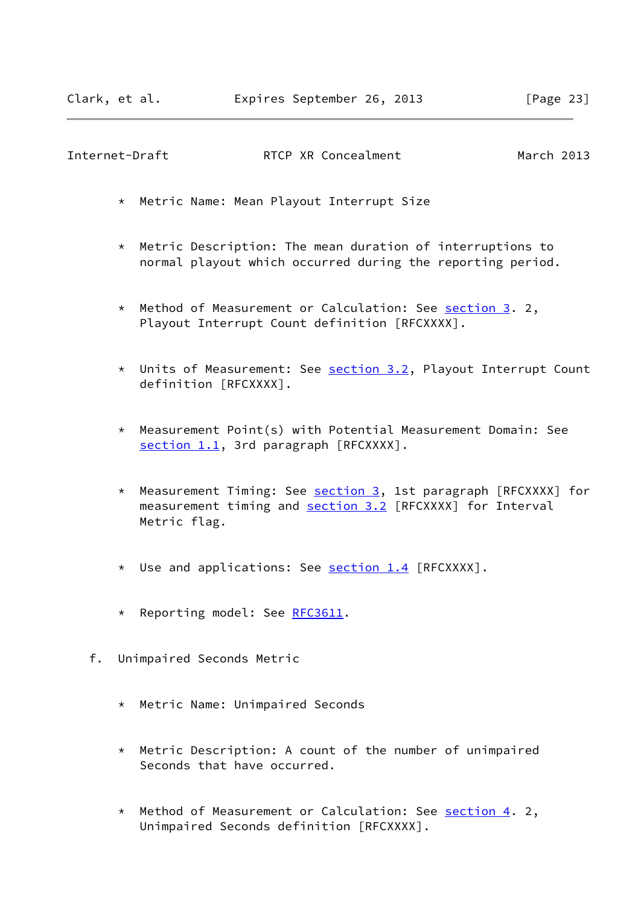* Metric Name: Mean Playout Interrupt Size

* Metric Description: The mean duration of interruptions to normal playout which occurred during the reporting period.

* Method of Measurement or Calculation: See section 3. 2, Playout Interrupt Count definition [RFCXXXX].

* Units of Measurement: See section 3.2, Playout Interrupt Count definition [RFCXXXX].

* Measurement Point(s) with Potential Measurement Domain: See section 1.1, 3rd paragraph [RFCXXXX].

* Measurement Timing: See section 3, 1st paragraph [RFCXXXX] for measurement timing and section 3.2 [RFCXXXX] for Interval Metric flag.

* Use and applications: See section 1.4 [RFCXXXX].

* Reporting model: See RFC3611.

f. Unimpaired Seconds Metric

* Metric Name: Unimpaired Seconds

* Metric Description: A count of the number of unimpaired Seconds that have occurred.

* Method of Measurement or Calculation: See section 4. 2, Unimpaired Seconds definition [RFCXXXX].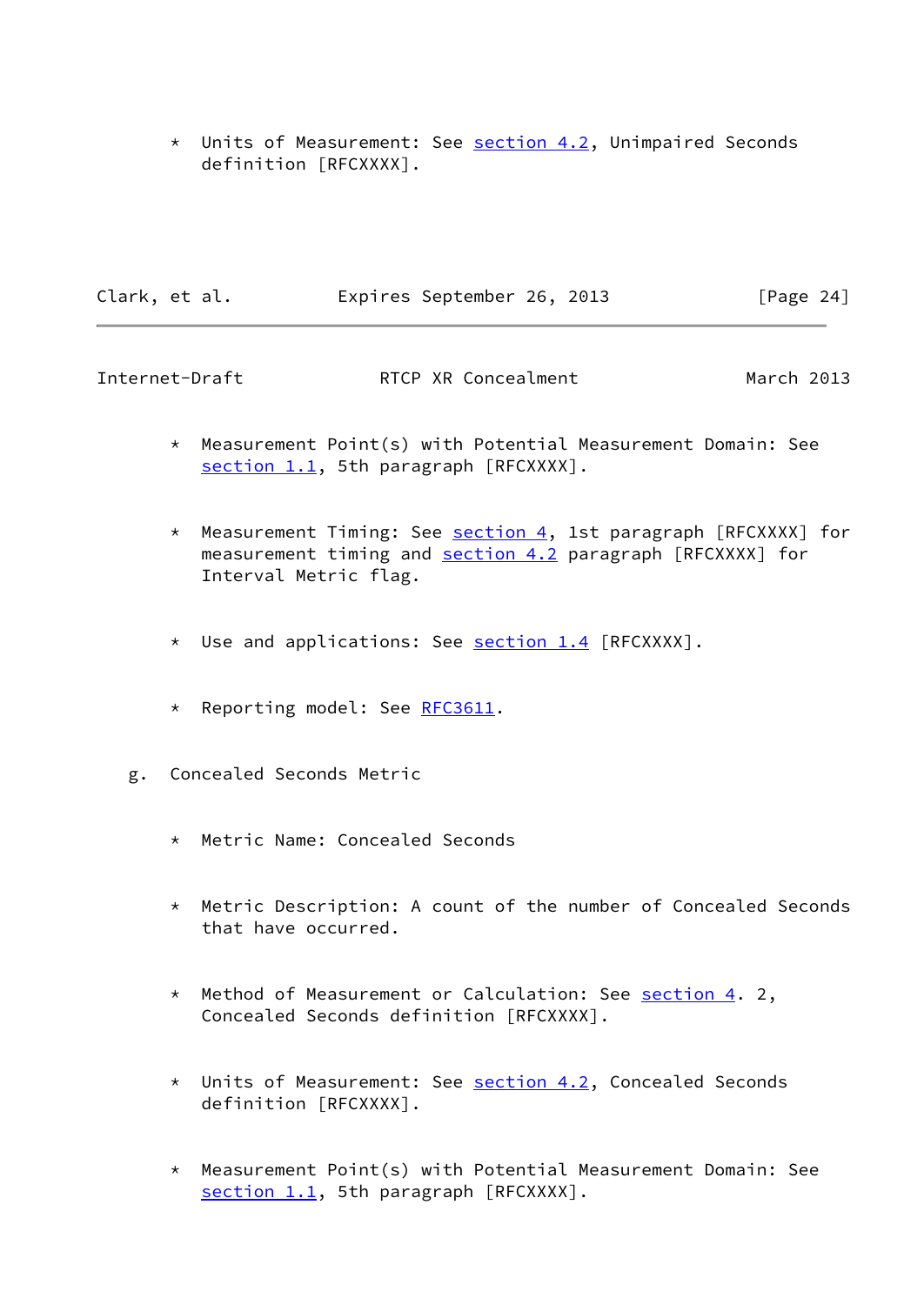* Units of Measurement: See section 4.2, Unimpaired Seconds definition [RFCXXXX].

* Measurement Point(s) with Potential Measurement Domain: See section 1.1, 5th paragraph [RFCXXXX].

* Measurement Timing: See section 4, 1st paragraph [RFCXXXX] for measurement timing and section 4.2 paragraph [RFCXXXX] for Interval Metric flag.

* Use and applications: See section 1.4 [RFCXXXX].

* Reporting model: See RFC3611.

g. Concealed Seconds Metric

* Metric Name: Concealed Seconds

* Metric Description: A count of the number of Concealed Seconds that have occurred.

* Method of Measurement or Calculation: See section 4. 2, Concealed Seconds definition [RFCXXXX].

* Units of Measurement: See section 4.2, Concealed Seconds definition [RFCXXXX].

* Measurement Point(s) with Potential Measurement Domain: See section 1.1, 5th paragraph [RFCXXXX].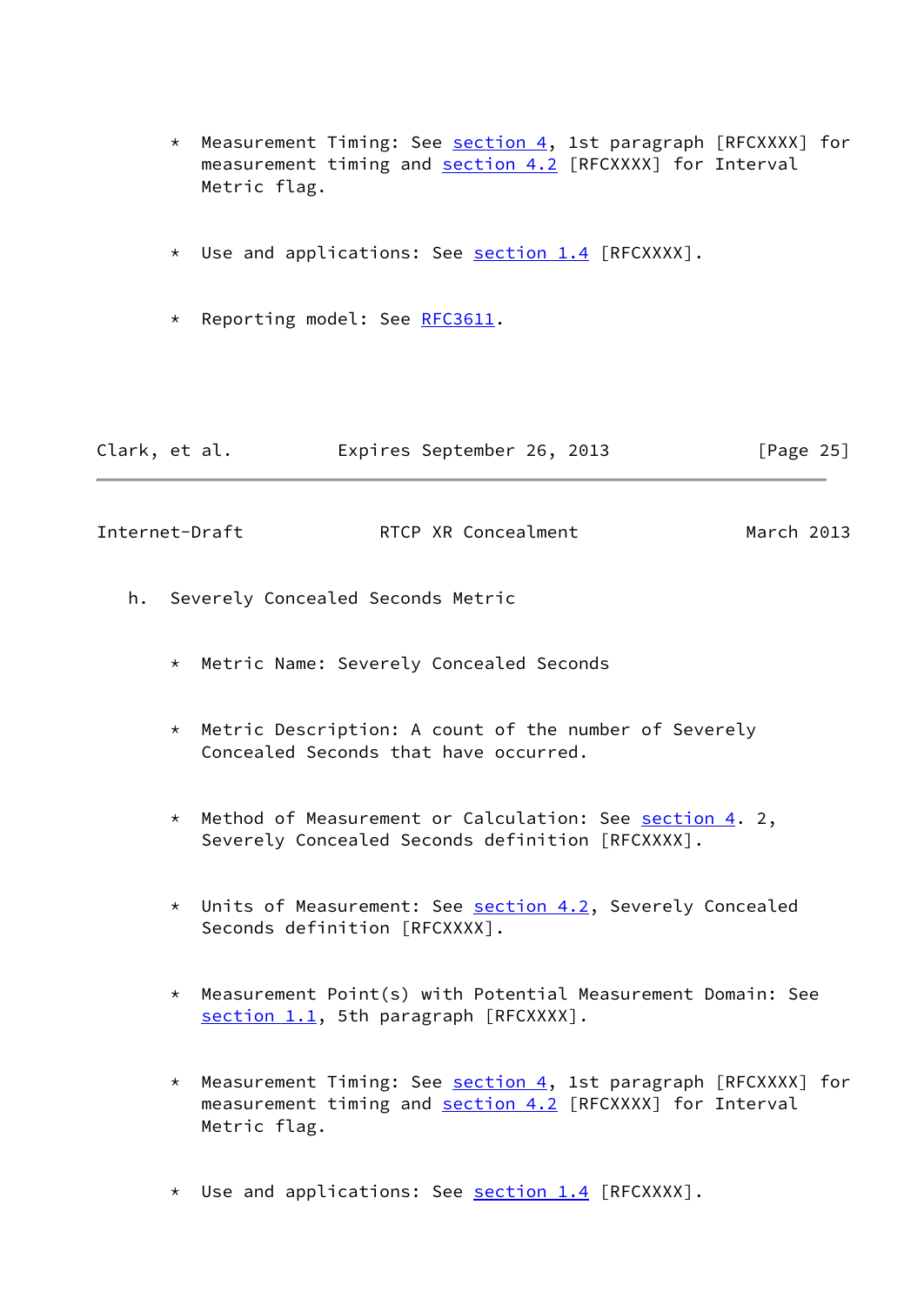* Measurement Timing: See section 4, 1st paragraph [RFCXXXX] for measurement timing and section 4.2 [RFCXXXX] for Interval Metric flag.

* Use and applications: See section 1.4 [RFCXXXX].

* Reporting model: See RFC3611.

h. Severely Concealed Seconds Metric

* Metric Name: Severely Concealed Seconds

* Metric Description: A count of the number of Severely Concealed Seconds that have occurred.

* Method of Measurement or Calculation: See section 4. 2, Severely Concealed Seconds definition [RFCXXXX].

* Units of Measurement: See section 4.2, Severely Concealed Seconds definition [RFCXXXX].

* Measurement Point(s) with Potential Measurement Domain: See section 1.1, 5th paragraph [RFCXXXX].

* Measurement Timing: See section 4, 1st paragraph [RFCXXXX] for measurement timing and section 4.2 [RFCXXXX] for Interval Metric flag.

* Use and applications: See section 1.4 [RFCXXXX].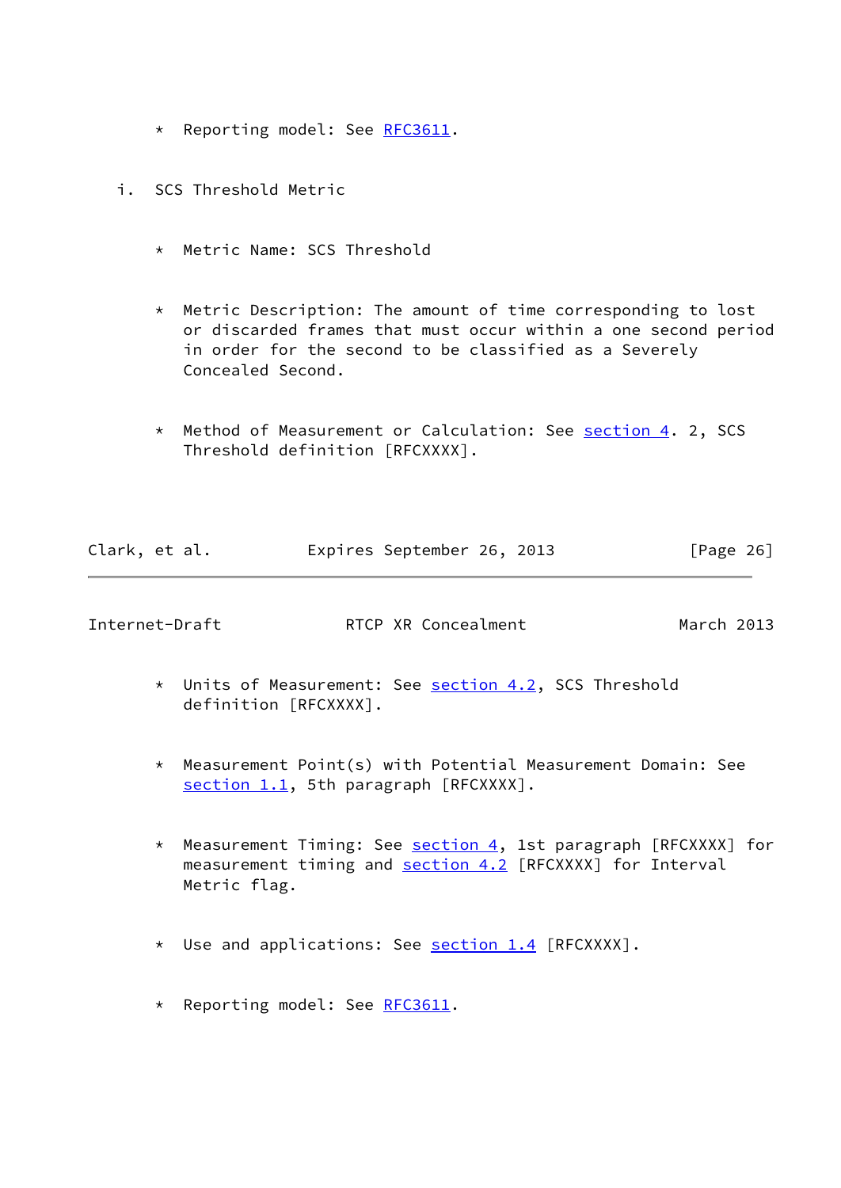* Reporting model: See RFC3611.

i. SCS Threshold Metric

* Metric Name: SCS Threshold

* Metric Description: The amount of time corresponding to lost or discarded frames that must occur within a one second period in order for the second to be classified as a Severely Concealed Second.

* Method of Measurement or Calculation: See section 4. 2, SCS Threshold definition [RFCXXXX].

* Units of Measurement: See section 4.2, SCS Threshold definition [RFCXXXX].

* Measurement Point(s) with Potential Measurement Domain: See section 1.1, 5th paragraph [RFCXXXX].

* Measurement Timing: See section 4, 1st paragraph [RFCXXXX] for measurement timing and section 4.2 [RFCXXXX] for Interval Metric flag.

* Use and applications: See section 1.4 [RFCXXXX].

* Reporting model: See RFC3611.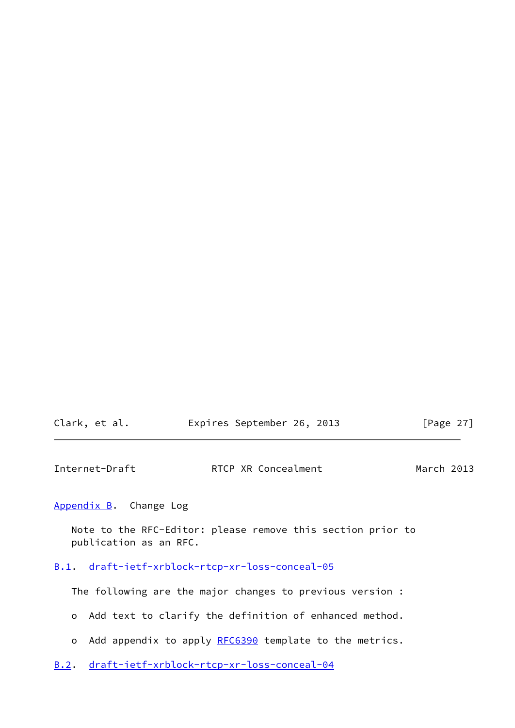## Appendix B. Change Log

Note to the RFC-Editor: please remove this section prior to publication as an RFC.

### B.1. draft-ietf-xrblock-rtcp-xr-loss-conceal-05

The following are the major changes to previous version :

- Add text to clarify the definition of enhanced method.
- Add appendix to apply RFC6390 template to the metrics.

### B.2. draft-ietf-xrblock-rtcp-xr-loss-conceal-04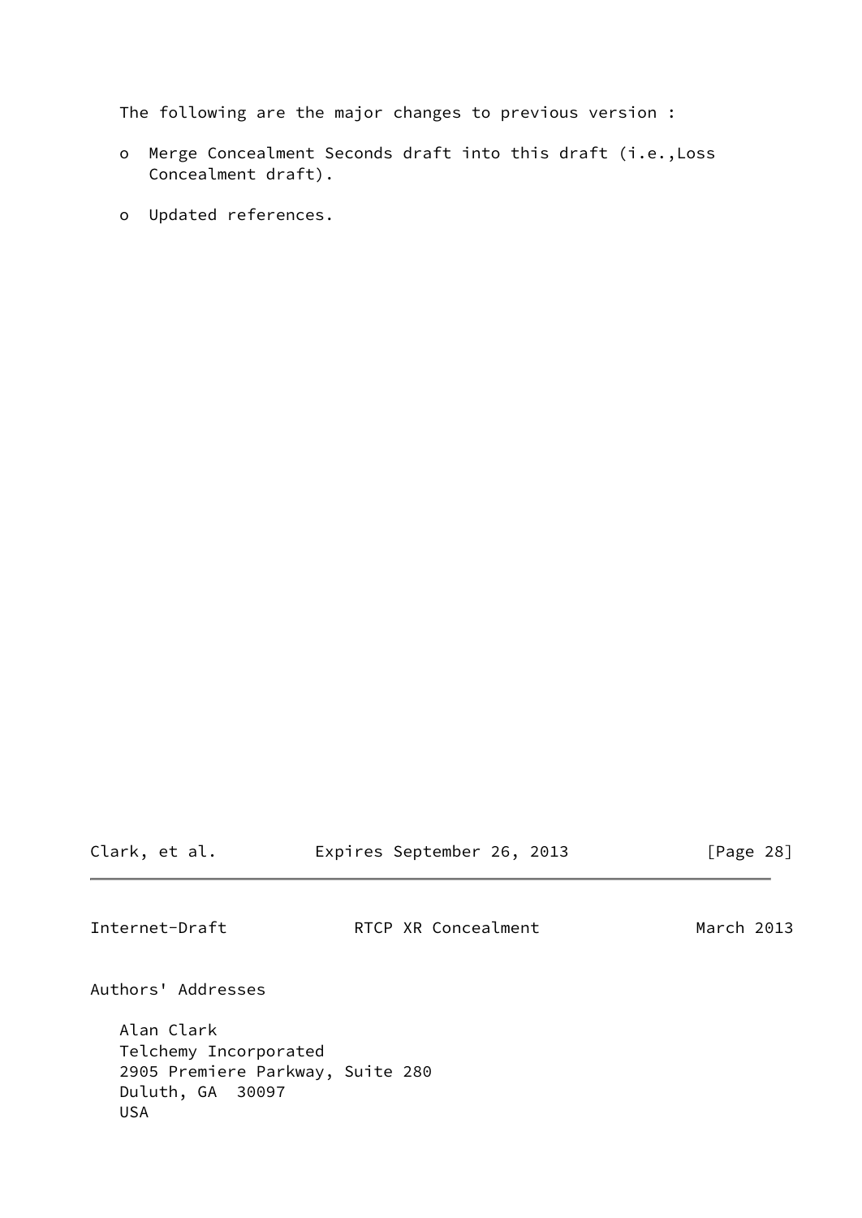The following are the major changes to previous version :

- Merge Concealment Seconds draft into this draft (i.e.,Loss Concealment draft).
- Updated references.

## Authors' Addresses

Alan Clark
Telchemy Incorporated
2905 Premiere Parkway, Suite 280
Duluth, GA  30097
USA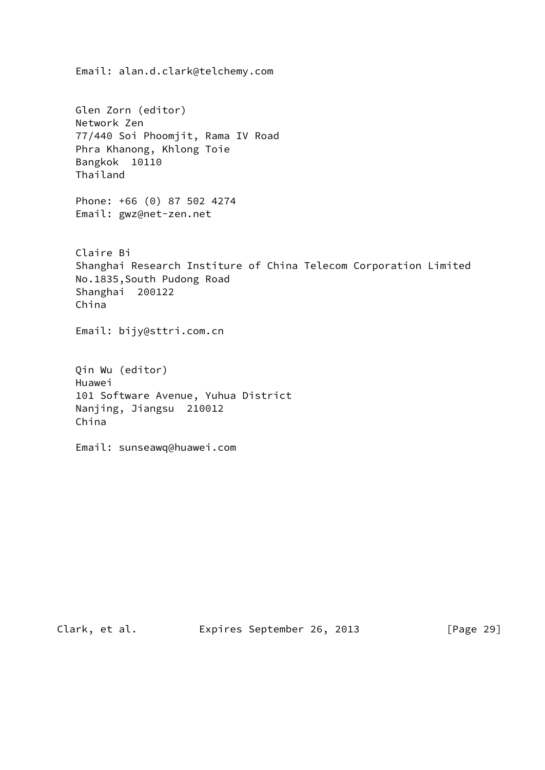Email: alan.d.clark@telchemy.com

Glen Zorn (editor)
Network Zen
77/440 Soi Phoomjit, Rama IV Road
Phra Khanong, Khlong Toie
Bangkok  10110
Thailand

Phone: +66 (0) 87 502 4274
Email: gwz@net-zen.net

Claire Bi
Shanghai Research Institure of China Telecom Corporation Limited
No.1835,South Pudong Road
Shanghai  200122
China

Email: bijy@sttri.com.cn

Qin Wu (editor)
Huawei
101 Software Avenue, Yuhua District
Nanjing, Jiangsu  210012
China

Email: sunseawq@huawei.com